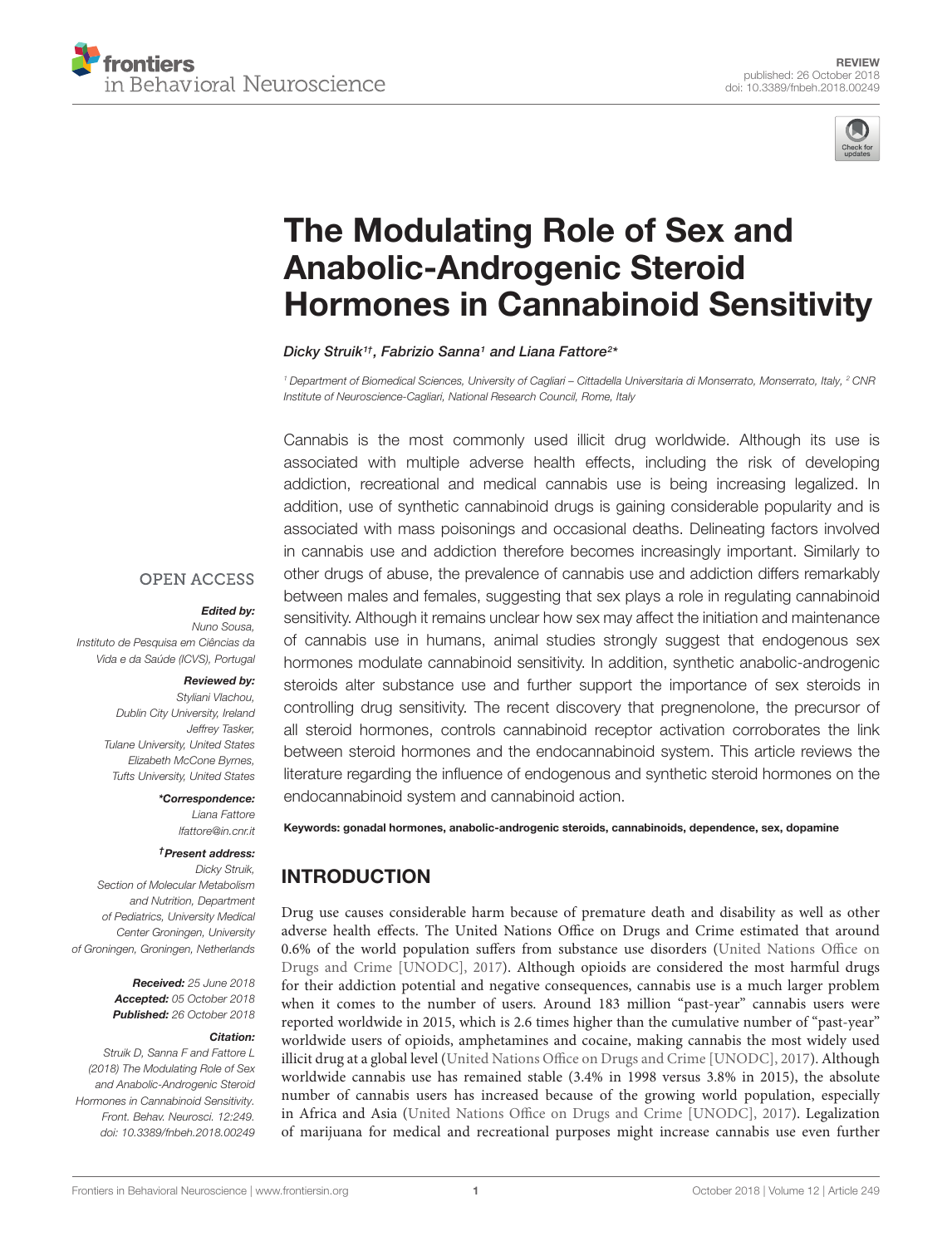REVIEW
published: 26 October 2018
doi: 10.3389/fnbeh.2018.00249

# The Modulating Role of Sex and Anabolic-Androgenic Steroid Hormones in Cannabinoid Sensitivity

*Dicky Struik[1†], Fabrizio Sanna[1] and Liana Fattore[2*]*

[1] Department of Biomedical Sciences, University of Cagliari – Cittadella Universitaria di Monserrato, Monserrato, Italy, [2] CNR Institute of Neuroscience-Cagliari, National Research Council, Rome, Italy

OPEN ACCESS

***Edited by:***
Nuno Sousa,
Instituto de Pesquisa em Ciências da Vida e da Saúde (ICVS), Portugal

***Reviewed by:***
Styliani Vlachou,
Dublin City University, Ireland
Jeffrey Tasker,
Tulane University, United States
Elizabeth McCone Byrnes,
Tufts University, United States

***\*Correspondence:***
Liana Fattore
lfattore@in.cnr.it

***†Present address:***
Dicky Struik,
Section of Molecular Metabolism and Nutrition, Department of Pediatrics, University Medical Center Groningen, University of Groningen, Groningen, Netherlands

**Received:** 25 June 2018
**Accepted:** 05 October 2018
**Published:** 26 October 2018

***Citation:***
Struik D, Sanna F and Fattore L (2018) The Modulating Role of Sex and Anabolic-Androgenic Steroid Hormones in Cannabinoid Sensitivity. Front. Behav. Neurosci. 12:249. doi: 10.3389/fnbeh.2018.00249

Cannabis is the most commonly used illicit drug worldwide. Although its use is associated with multiple adverse health effects, including the risk of developing addiction, recreational and medical cannabis use is being increasing legalized. In addition, use of synthetic cannabinoid drugs is gaining considerable popularity and is associated with mass poisonings and occasional deaths. Delineating factors involved in cannabis use and addiction therefore becomes increasingly important. Similarly to other drugs of abuse, the prevalence of cannabis use and addiction differs remarkably between males and females, suggesting that sex plays a role in regulating cannabinoid sensitivity. Although it remains unclear how sex may affect the initiation and maintenance of cannabis use in humans, animal studies strongly suggest that endogenous sex hormones modulate cannabinoid sensitivity. In addition, synthetic anabolic-androgenic steroids alter substance use and further support the importance of sex steroids in controlling drug sensitivity. The recent discovery that pregnenolone, the precursor of all steroid hormones, controls cannabinoid receptor activation corroborates the link between steroid hormones and the endocannabinoid system. This article reviews the literature regarding the influence of endogenous and synthetic steroid hormones on the endocannabinoid system and cannabinoid action.

**Keywords: gonadal hormones, anabolic-androgenic steroids, cannabinoids, dependence, sex, dopamine**

## INTRODUCTION

Drug use causes considerable harm because of premature death and disability as well as other adverse health effects. The United Nations Office on Drugs and Crime estimated that around 0.6% of the world population suffers from substance use disorders (United Nations Office on Drugs and Crime [UNODC], 2017). Although opioids are considered the most harmful drugs for their addiction potential and negative consequences, cannabis use is a much larger problem when it comes to the number of users. Around 183 million "past-year" cannabis users were reported worldwide in 2015, which is 2.6 times higher than the cumulative number of "past-year" worldwide users of opioids, amphetamines and cocaine, making cannabis the most widely used illicit drug at a global level (United Nations Office on Drugs and Crime [UNODC], 2017). Although worldwide cannabis use has remained stable (3.4% in 1998 versus 3.8% in 2015), the absolute number of cannabis users has increased because of the growing world population, especially in Africa and Asia (United Nations Office on Drugs and Crime [UNODC], 2017). Legalization of marijuana for medical and recreational purposes might increase cannabis use even further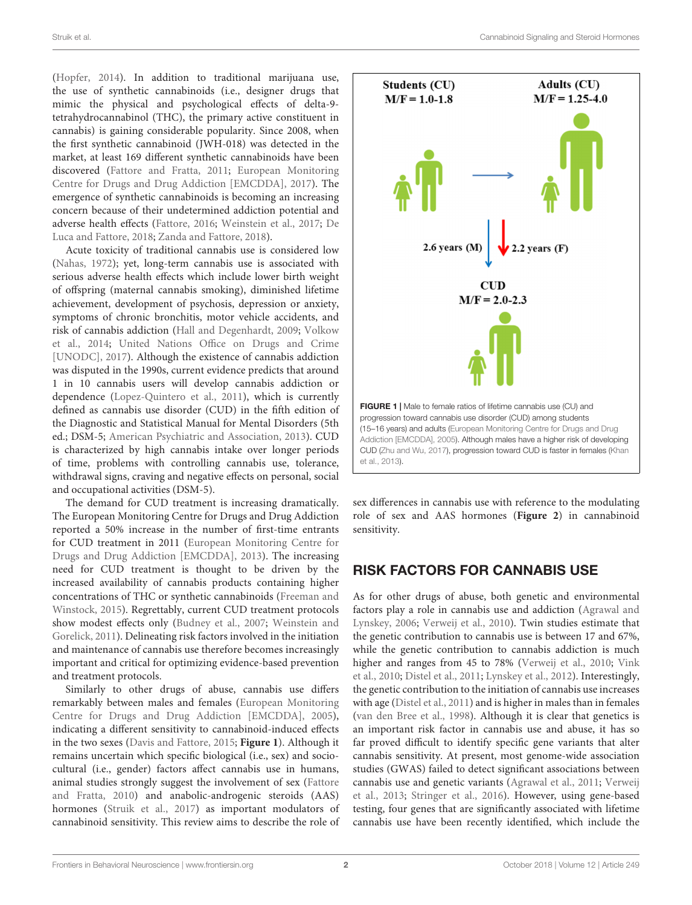(Hopfer, 2014). In addition to traditional marijuana use, the use of synthetic cannabinoids (i.e., designer drugs that mimic the physical and psychological effects of delta-9-tetrahydrocannabinol (THC), the primary active constituent in cannabis) is gaining considerable popularity. Since 2008, when the first synthetic cannabinoid (JWH-018) was detected in the market, at least 169 different synthetic cannabinoids have been discovered (Fattore and Fratta, 2011; European Monitoring Centre for Drugs and Drug Addiction [EMCDDA], 2017). The emergence of synthetic cannabinoids is becoming an increasing concern because of their undetermined addiction potential and adverse health effects (Fattore, 2016; Weinstein et al., 2017; De Luca and Fattore, 2018; Zanda and Fattore, 2018).

Acute toxicity of traditional cannabis use is considered low (Nahas, 1972); yet, long-term cannabis use is associated with serious adverse health effects which include lower birth weight of offspring (maternal cannabis smoking), diminished lifetime achievement, development of psychosis, depression or anxiety, symptoms of chronic bronchitis, motor vehicle accidents, and risk of cannabis addiction (Hall and Degenhardt, 2009; Volkow et al., 2014; United Nations Office on Drugs and Crime [UNODC], 2017). Although the existence of cannabis addiction was disputed in the 1990s, current evidence predicts that around 1 in 10 cannabis users will develop cannabis addiction or dependence (Lopez-Quintero et al., 2011), which is currently defined as cannabis use disorder (CUD) in the fifth edition of the Diagnostic and Statistical Manual for Mental Disorders (5th ed.; DSM-5; American Psychiatric and Association, 2013). CUD is characterized by high cannabis intake over longer periods of time, problems with controlling cannabis use, tolerance, withdrawal signs, craving and negative effects on personal, social and occupational activities (DSM-5).

The demand for CUD treatment is increasing dramatically. The European Monitoring Centre for Drugs and Drug Addiction reported a 50% increase in the number of first-time entrants for CUD treatment in 2011 (European Monitoring Centre for Drugs and Drug Addiction [EMCDDA], 2013). The increasing need for CUD treatment is thought to be driven by the increased availability of cannabis products containing higher concentrations of THC or synthetic cannabinoids (Freeman and Winstock, 2015). Regrettably, current CUD treatment protocols show modest effects only (Budney et al., 2007; Weinstein and Gorelick, 2011). Delineating risk factors involved in the initiation and maintenance of cannabis use therefore becomes increasingly important and critical for optimizing evidence-based prevention and treatment protocols.

Similarly to other drugs of abuse, cannabis use differs remarkably between males and females (European Monitoring Centre for Drugs and Drug Addiction [EMCDDA], 2005), indicating a different sensitivity to cannabinoid-induced effects in the two sexes (Davis and Fattore, 2015; **Figure 1**). Although it remains uncertain which specific biological (i.e., sex) and socio-cultural (i.e., gender) factors affect cannabis use in humans, animal studies strongly suggest the involvement of sex (Fattore and Fratta, 2010) and anabolic-androgenic steroids (AAS) hormones (Struik et al., 2017) as important modulators of cannabinoid sensitivity. This review aims to describe the role of sex differences in cannabis use with reference to the modulating role of sex and AAS hormones (**Figure 2**) in cannabinoid sensitivity.

Students (CU) M/F = 1.0-1.8

Adults (CU) M/F = 1.25-4.0

2.6 years (M) 2.2 years (F)

CUD M/F = 2.0-2.3

**FIGURE 1** | Male to female ratios of lifetime cannabis use (CU) and progression toward cannabis use disorder (CUD) among students (15–16 years) and adults (European Monitoring Centre for Drugs and Drug Addiction [EMCDDA], 2005). Although males have a higher risk of developing CUD (Zhu and Wu, 2017), progression toward CUD is faster in females (Khan et al., 2013).

## RISK FACTORS FOR CANNABIS USE

As for other drugs of abuse, both genetic and environmental factors play a role in cannabis use and addiction (Agrawal and Lynskey, 2006; Verweij et al., 2010). Twin studies estimate that the genetic contribution to cannabis use is between 17 and 67%, while the genetic contribution to cannabis addiction is much higher and ranges from 45 to 78% (Verweij et al., 2010; Vink et al., 2010; Distel et al., 2011; Lynskey et al., 2012). Interestingly, the genetic contribution to the initiation of cannabis use increases with age (Distel et al., 2011) and is higher in males than in females (van den Bree et al., 1998). Although it is clear that genetics is an important risk factor in cannabis use and abuse, it has so far proved difficult to identify specific gene variants that alter cannabis sensitivity. At present, most genome-wide association studies (GWAS) failed to detect significant associations between cannabis use and genetic variants (Agrawal et al., 2011; Verweij et al., 2013; Stringer et al., 2016). However, using gene-based testing, four genes that are significantly associated with lifetime cannabis use have been recently identified, which include the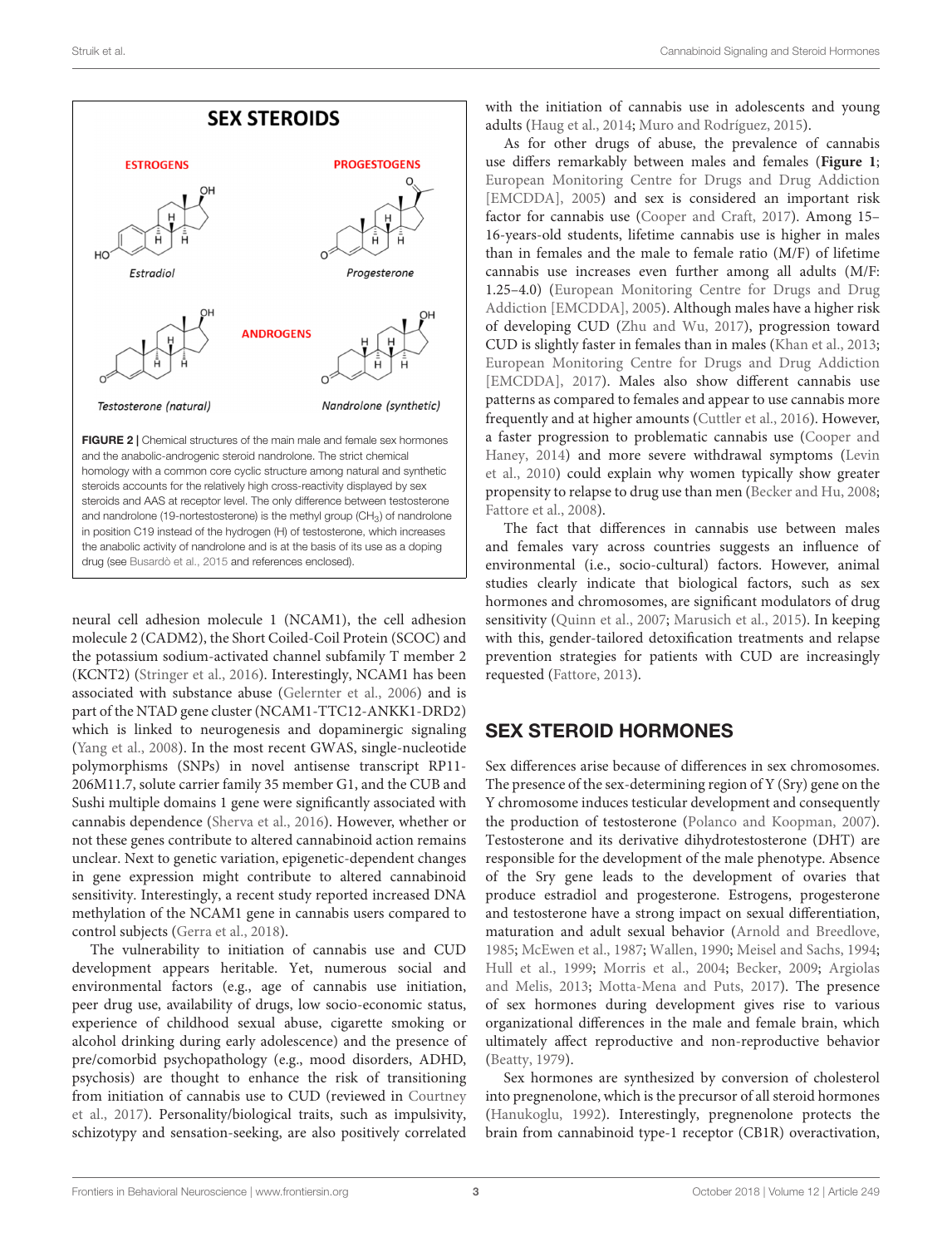FIGURE 2 | Chemical structures of the main male and female sex hormones and the anabolic-androgenic steroid nandrolone. The strict chemical homology with a common core cyclic structure among natural and synthetic steroids accounts for the relatively high cross-reactivity displayed by sex steroids and AAS at receptor level. The only difference between testosterone and nandrolone (19-nortestosterone) is the methyl group ($CH_3$) of nandrolone in position C19 instead of the hydrogen (H) of testosterone, which increases the anabolic activity of nandrolone and is at the basis of its use as a doping drug (see Busardò et al., 2015 and references enclosed).

neural cell adhesion molecule 1 (NCAM1), the cell adhesion molecule 2 (CADM2), the Short Coiled-Coil Protein (SCOC) and the potassium sodium-activated channel subfamily T member 2 (KCNT2) (Stringer et al., 2016). Interestingly, NCAM1 has been associated with substance abuse (Gelernter et al., 2006) and is part of the NTAD gene cluster (NCAM1-TTC12-ANKK1-DRD2) which is linked to neurogenesis and dopaminergic signaling (Yang et al., 2008). In the most recent GWAS, single-nucleotide polymorphisms (SNPs) in novel antisense transcript RP11-206M11.7, solute carrier family 35 member G1, and the CUB and Sushi multiple domains 1 gene were significantly associated with cannabis dependence (Sherva et al., 2016). However, whether or not these genes contribute to altered cannabinoid action remains unclear. Next to genetic variation, epigenetic-dependent changes in gene expression might contribute to altered cannabinoid sensitivity. Interestingly, a recent study reported increased DNA methylation of the NCAM1 gene in cannabis users compared to control subjects (Gerra et al., 2018).

The vulnerability to initiation of cannabis use and CUD development appears heritable. Yet, numerous social and environmental factors (e.g., age of cannabis use initiation, peer drug use, availability of drugs, low socio-economic status, experience of childhood sexual abuse, cigarette smoking or alcohol drinking during early adolescence) and the presence of pre/comorbid psychopathology (e.g., mood disorders, ADHD, psychosis) are thought to enhance the risk of transitioning from initiation of cannabis use to CUD (reviewed in Courtney et al., 2017). Personality/biological traits, such as impulsivity, schizotypy and sensation-seeking, are also positively correlated with the initiation of cannabis use in adolescents and young adults (Haug et al., 2014; Muro and Rodríguez, 2015).

As for other drugs of abuse, the prevalence of cannabis use differs remarkably between males and females (**Figure 1**; European Monitoring Centre for Drugs and Drug Addiction [EMCDDA], 2005) and sex is considered an important risk factor for cannabis use (Cooper and Craft, 2017). Among 15–16-years-old students, lifetime cannabis use is higher in males than in females and the male to female ratio (M/F) of lifetime cannabis use increases even further among all adults (M/F: 1.25–4.0) (European Monitoring Centre for Drugs and Drug Addiction [EMCDDA], 2005). Although males have a higher risk of developing CUD (Zhu and Wu, 2017), progression toward CUD is slightly faster in females than in males (Khan et al., 2013; European Monitoring Centre for Drugs and Drug Addiction [EMCDDA], 2017). Males also show different cannabis use patterns as compared to females and appear to use cannabis more frequently and at higher amounts (Cuttler et al., 2016). However, a faster progression to problematic cannabis use (Cooper and Haney, 2014) and more severe withdrawal symptoms (Levin et al., 2010) could explain why women typically show greater propensity to relapse to drug use than men (Becker and Hu, 2008; Fattore et al., 2008).

The fact that differences in cannabis use between males and females vary across countries suggests an influence of environmental (i.e., socio-cultural) factors. However, animal studies clearly indicate that biological factors, such as sex hormones and chromosomes, are significant modulators of drug sensitivity (Quinn et al., 2007; Marusich et al., 2015). In keeping with this, gender-tailored detoxification treatments and relapse prevention strategies for patients with CUD are increasingly requested (Fattore, 2013).

## SEX STEROID HORMONES

Sex differences arise because of differences in sex chromosomes. The presence of the sex-determining region of Y (Sry) gene on the Y chromosome induces testicular development and consequently the production of testosterone (Polanco and Koopman, 2007). Testosterone and its derivative dihydrotestosterone (DHT) are responsible for the development of the male phenotype. Absence of the Sry gene leads to the development of ovaries that produce estradiol and progesterone. Estrogens, progesterone and testosterone have a strong impact on sexual differentiation, maturation and adult sexual behavior (Arnold and Breedlove, 1985; McEwen et al., 1987; Wallen, 1990; Meisel and Sachs, 1994; Hull et al., 1999; Morris et al., 2004; Becker, 2009; Argiolas and Melis, 2013; Motta-Mena and Puts, 2017). The presence of sex hormones during development gives rise to various organizational differences in the male and female brain, which ultimately affect reproductive and non-reproductive behavior (Beatty, 1979).

Sex hormones are synthesized by conversion of cholesterol into pregnenolone, which is the precursor of all steroid hormones (Hanukoglu, 1992). Interestingly, pregnenolone protects the brain from cannabinoid type-1 receptor (CB1R) overactivation,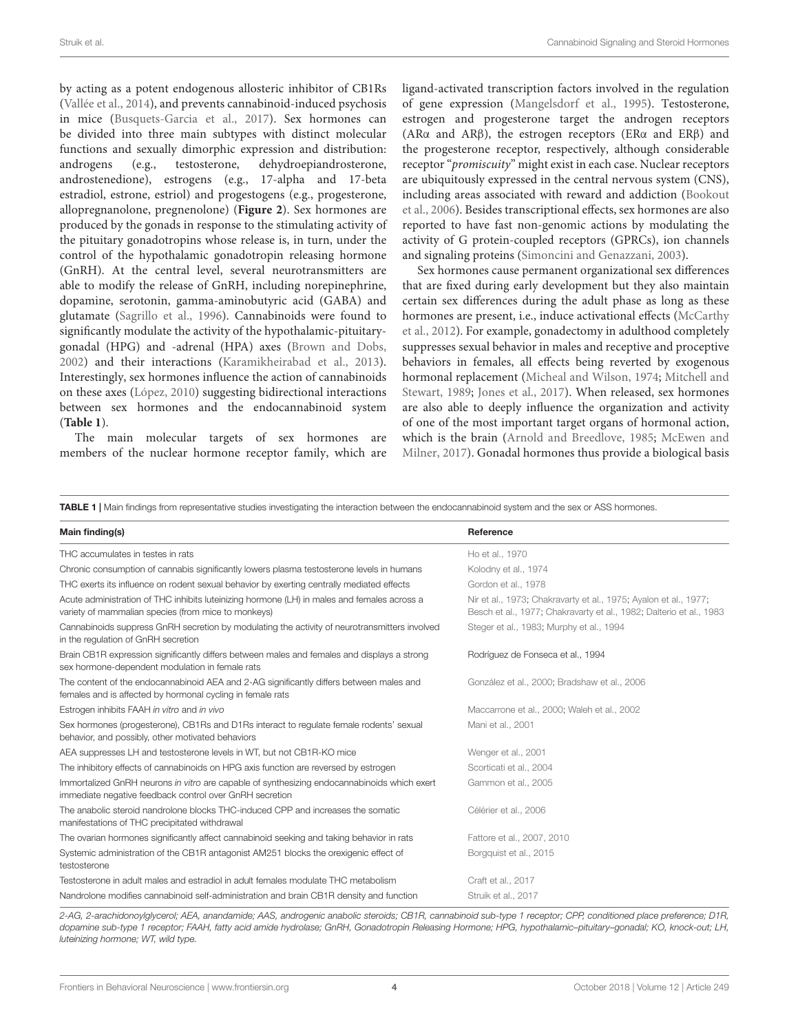by acting as a potent endogenous allosteric inhibitor of CB1Rs (Vallée et al., 2014), and prevents cannabinoid-induced psychosis in mice (Busquets-Garcia et al., 2017). Sex hormones can be divided into three main subtypes with distinct molecular functions and sexually dimorphic expression and distribution: androgens (e.g., testosterone, dehydroepiandrosterone, androstenedione), estrogens (e.g., 17-alpha and 17-beta estradiol, estrone, estriol) and progestogens (e.g., progesterone, allopregnanolone, pregnenolone) (**Figure 2**). Sex hormones are produced by the gonads in response to the stimulating activity of the pituitary gonadotropins whose release is, in turn, under the control of the hypothalamic gonadotropin releasing hormone (GnRH). At the central level, several neurotransmitters are able to modify the release of GnRH, including norepinephrine, dopamine, serotonin, gamma-aminobutyric acid (GABA) and glutamate (Sagrillo et al., 1996). Cannabinoids were found to significantly modulate the activity of the hypothalamic-pituitary-gonadal (HPG) and -adrenal (HPA) axes (Brown and Dobs, 2002) and their interactions (Karamikheirabad et al., 2013). Interestingly, sex hormones influence the action of cannabinoids on these axes (López, 2010) suggesting bidirectional interactions between sex hormones and the endocannabinoid system (**Table 1**).

The main molecular targets of sex hormones are members of the nuclear hormone receptor family, which are ligand-activated transcription factors involved in the regulation of gene expression (Mangelsdorf et al., 1995). Testosterone, estrogen and progesterone target the androgen receptors (ARα and ARβ), the estrogen receptors (ERα and ERβ) and the progesterone receptor, respectively, although considerable receptor "*promiscuity*" might exist in each case. Nuclear receptors are ubiquitously expressed in the central nervous system (CNS), including areas associated with reward and addiction (Bookout et al., 2006). Besides transcriptional effects, sex hormones are also reported to have fast non-genomic actions by modulating the activity of G protein-coupled receptors (GPRCs), ion channels and signaling proteins (Simoncini and Genazzani, 2003).

Sex hormones cause permanent organizational sex differences that are fixed during early development but they also maintain certain sex differences during the adult phase as long as these hormones are present, i.e., induce activational effects (McCarthy et al., 2012). For example, gonadectomy in adulthood completely suppresses sexual behavior in males and receptive and proceptive behaviors in females, all effects being reverted by exogenous hormonal replacement (Micheal and Wilson, 1974; Mitchell and Stewart, 1989; Jones et al., 2017). When released, sex hormones are also able to deeply influence the organization and activity of one of the most important target organs of hormonal action, which is the brain (Arnold and Breedlove, 1985; McEwen and Milner, 2017). Gonadal hormones thus provide a biological basis

**TABLE 1** | Main findings from representative studies investigating the interaction between the endocannabinoid system and the sex or ASS hormones.

| Main finding(s) | Reference |
|---|---|
| THC accumulates in testes in rats | Ho et al., 1970 |
| Chronic consumption of cannabis significantly lowers plasma testosterone levels in humans | Kolodny et al., 1974 |
| THC exerts its influence on rodent sexual behavior by exerting centrally mediated effects | Gordon et al., 1978 |
| Acute administration of THC inhibits luteinizing hormone (LH) in males and females across a variety of mammalian species (from mice to monkeys) | Nir et al., 1973; Chakravarty et al., 1975; Ayalon et al., 1977; Besch et al., 1977; Chakravarty et al., 1982; Dalterio et al., 1983 |
| Cannabinoids suppress GnRH secretion by modulating the activity of neurotransmitters involved in the regulation of GnRH secretion | Steger et al., 1983; Murphy et al., 1994 |
| Brain CB1R expression significantly differs between males and females and displays a strong sex hormone-dependent modulation in female rats | Rodríguez de Fonseca et al., 1994 |
| The content of the endocannabinoid AEA and 2-AG significantly differs between males and females and is affected by hormonal cycling in female rats | González et al., 2000; Bradshaw et al., 2006 |
| Estrogen inhibits FAAH *in vitro* and *in vivo* | Maccarrone et al., 2000; Waleh et al., 2002 |
| Sex hormones (progesterone), CB1Rs and D1Rs interact to regulate female rodents' sexual behavior, and possibly, other motivated behaviors | Mani et al., 2001 |
| AEA suppresses LH and testosterone levels in WT, but not CB1R-KO mice | Wenger et al., 2001 |
| The inhibitory effects of cannabinoids on HPG axis function are reversed by estrogen | Scorticati et al., 2004 |
| Immortalized GnRH neurons *in vitro* are capable of synthesizing endocannabinoids which exert immediate negative feedback control over GnRH secretion | Gammon et al., 2005 |
| The anabolic steroid nandrolone blocks THC-induced CPP and increases the somatic manifestations of THC precipitated withdrawal | Célérier et al., 2006 |
| The ovarian hormones significantly affect cannabinoid seeking and taking behavior in rats | Fattore et al., 2007, 2010 |
| Systemic administration of the CB1R antagonist AM251 blocks the orexigenic effect of testosterone | Borgquist et al., 2015 |
| Testosterone in adult males and estradiol in adult females modulate THC metabolism | Craft et al., 2017 |
| Nandrolone modifies cannabinoid self-administration and brain CB1R density and function | Struik et al., 2017 |

*2-AG, 2-arachidonoylglycerol; AEA, anandamide; AAS, androgenic anabolic steroids; CB1R, cannabinoid sub-type 1 receptor; CPP, conditioned place preference; D1R, dopamine sub-type 1 receptor; FAAH, fatty acid amide hydrolase; GnRH, Gonadotropin Releasing Hormone; HPG, hypothalamic–pituitary–gonadal; KO, knock-out; LH, luteinizing hormone; WT, wild type.*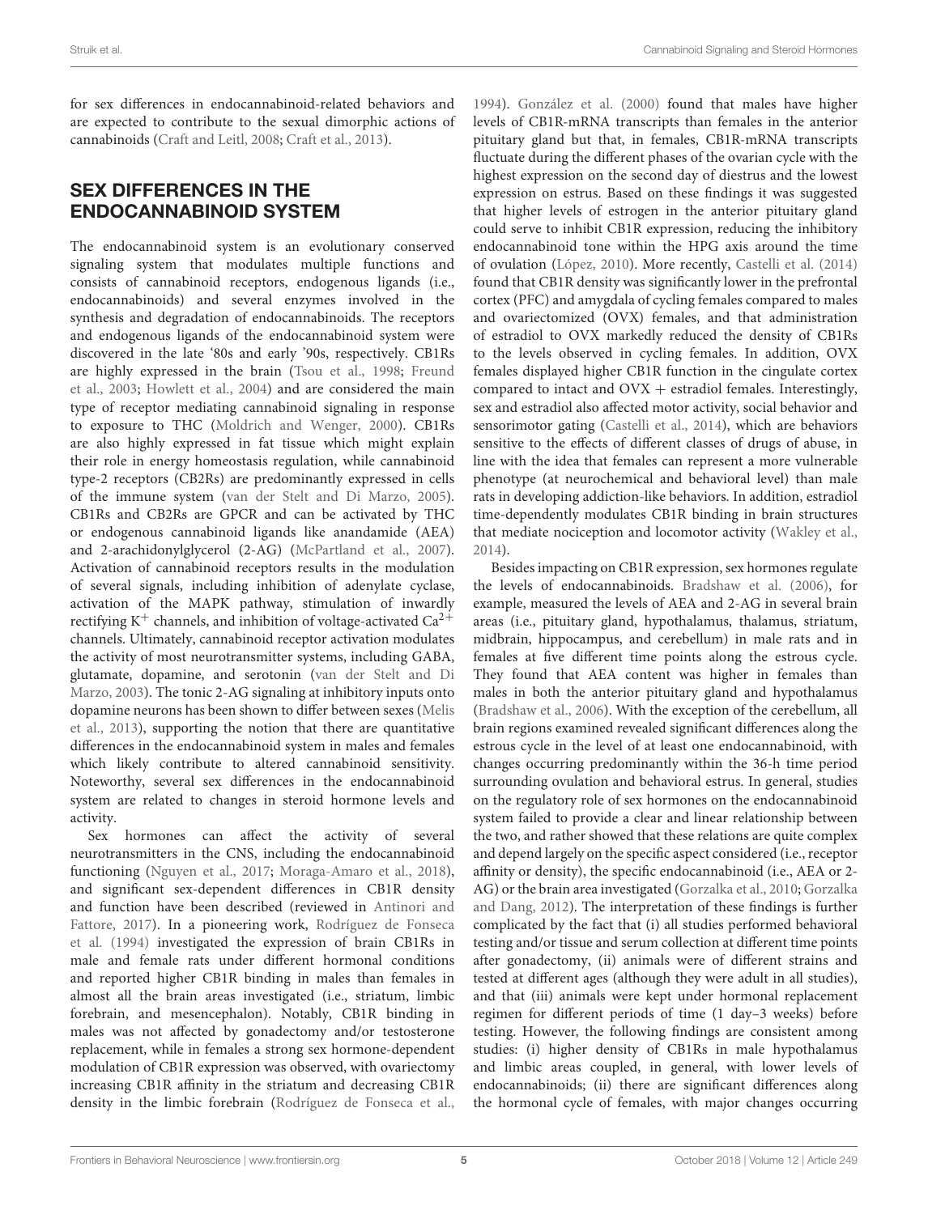for sex differences in endocannabinoid-related behaviors and are expected to contribute to the sexual dimorphic actions of cannabinoids (Craft and Leitl, 2008; Craft et al., 2013).

## SEX DIFFERENCES IN THE ENDOCANNABINOID SYSTEM

The endocannabinoid system is an evolutionary conserved signaling system that modulates multiple functions and consists of cannabinoid receptors, endogenous ligands (i.e., endocannabinoids) and several enzymes involved in the synthesis and degradation of endocannabinoids. The receptors and endogenous ligands of the endocannabinoid system were discovered in the late '80s and early '90s, respectively. CB1Rs are highly expressed in the brain (Tsou et al., 1998; Freund et al., 2003; Howlett et al., 2004) and are considered the main type of receptor mediating cannabinoid signaling in response to exposure to THC (Moldrich and Wenger, 2000). CB1Rs are also highly expressed in fat tissue which might explain their role in energy homeostasis regulation, while cannabinoid type-2 receptors (CB2Rs) are predominantly expressed in cells of the immune system (van der Stelt and Di Marzo, 2005). CB1Rs and CB2Rs are GPCR and can be activated by THC or endogenous cannabinoid ligands like anandamide (AEA) and 2-arachidonylglycerol (2-AG) (McPartland et al., 2007). Activation of cannabinoid receptors results in the modulation of several signals, including inhibition of adenylate cyclase, activation of the MAPK pathway, stimulation of inwardly rectifying $K^+$ channels, and inhibition of voltage-activated $Ca^{2+}$ channels. Ultimately, cannabinoid receptor activation modulates the activity of most neurotransmitter systems, including GABA, glutamate, dopamine, and serotonin (van der Stelt and Di Marzo, 2003). The tonic 2-AG signaling at inhibitory inputs onto dopamine neurons has been shown to differ between sexes (Melis et al., 2013), supporting the notion that there are quantitative differences in the endocannabinoid system in males and females which likely contribute to altered cannabinoid sensitivity. Noteworthy, several sex differences in the endocannabinoid system are related to changes in steroid hormone levels and activity.

Sex hormones can affect the activity of several neurotransmitters in the CNS, including the endocannabinoid functioning (Nguyen et al., 2017; Moraga-Amaro et al., 2018), and significant sex-dependent differences in CB1R density and function have been described (reviewed in Antinori and Fattore, 2017). In a pioneering work, Rodríguez de Fonseca et al. (1994) investigated the expression of brain CB1Rs in male and female rats under different hormonal conditions and reported higher CB1R binding in males than females in almost all the brain areas investigated (i.e., striatum, limbic forebrain, and mesencephalon). Notably, CB1R binding in males was not affected by gonadectomy and/or testosterone replacement, while in females a strong sex hormone-dependent modulation of CB1R expression was observed, with ovariectomy increasing CB1R affinity in the striatum and decreasing CB1R density in the limbic forebrain (Rodríguez de Fonseca et al., 1994). González et al. (2000) found that males have higher levels of CB1R-mRNA transcripts than females in the anterior pituitary gland but that, in females, CB1R-mRNA transcripts fluctuate during the different phases of the ovarian cycle with the highest expression on the second day of diestrus and the lowest expression on estrus. Based on these findings it was suggested that higher levels of estrogen in the anterior pituitary gland could serve to inhibit CB1R expression, reducing the inhibitory endocannabinoid tone within the HPG axis around the time of ovulation (López, 2010). More recently, Castelli et al. (2014) found that CB1R density was significantly lower in the prefrontal cortex (PFC) and amygdala of cycling females compared to males and ovariectomized (OVX) females, and that administration of estradiol to OVX markedly reduced the density of CB1Rs to the levels observed in cycling females. In addition, OVX females displayed higher CB1R function in the cingulate cortex compared to intact and OVX + estradiol females. Interestingly, sex and estradiol also affected motor activity, social behavior and sensorimotor gating (Castelli et al., 2014), which are behaviors sensitive to the effects of different classes of drugs of abuse, in line with the idea that females can represent a more vulnerable phenotype (at neurochemical and behavioral level) than male rats in developing addiction-like behaviors. In addition, estradiol time-dependently modulates CB1R binding in brain structures that mediate nociception and locomotor activity (Wakley et al., 2014).

Besides impacting on CB1R expression, sex hormones regulate the levels of endocannabinoids. Bradshaw et al. (2006), for example, measured the levels of AEA and 2-AG in several brain areas (i.e., pituitary gland, hypothalamus, thalamus, striatum, midbrain, hippocampus, and cerebellum) in male rats and in females at five different time points along the estrous cycle. They found that AEA content was higher in females than males in both the anterior pituitary gland and hypothalamus (Bradshaw et al., 2006). With the exception of the cerebellum, all brain regions examined revealed significant differences along the estrous cycle in the level of at least one endocannabinoid, with changes occurring predominantly within the 36-h time period surrounding ovulation and behavioral estrus. In general, studies on the regulatory role of sex hormones on the endocannabinoid system failed to provide a clear and linear relationship between the two, and rather showed that these relations are quite complex and depend largely on the specific aspect considered (i.e., receptor affinity or density), the specific endocannabinoid (i.e., AEA or 2-AG) or the brain area investigated (Gorzalka et al., 2010; Gorzalka and Dang, 2012). The interpretation of these findings is further complicated by the fact that (i) all studies performed behavioral testing and/or tissue and serum collection at different time points after gonadectomy, (ii) animals were of different strains and tested at different ages (although they were adult in all studies), and that (iii) animals were kept under hormonal replacement regimen for different periods of time (1 day–3 weeks) before testing. However, the following findings are consistent among studies: (i) higher density of CB1Rs in male hypothalamus and limbic areas coupled, in general, with lower levels of endocannabinoids; (ii) there are significant differences along the hormonal cycle of females, with major changes occurring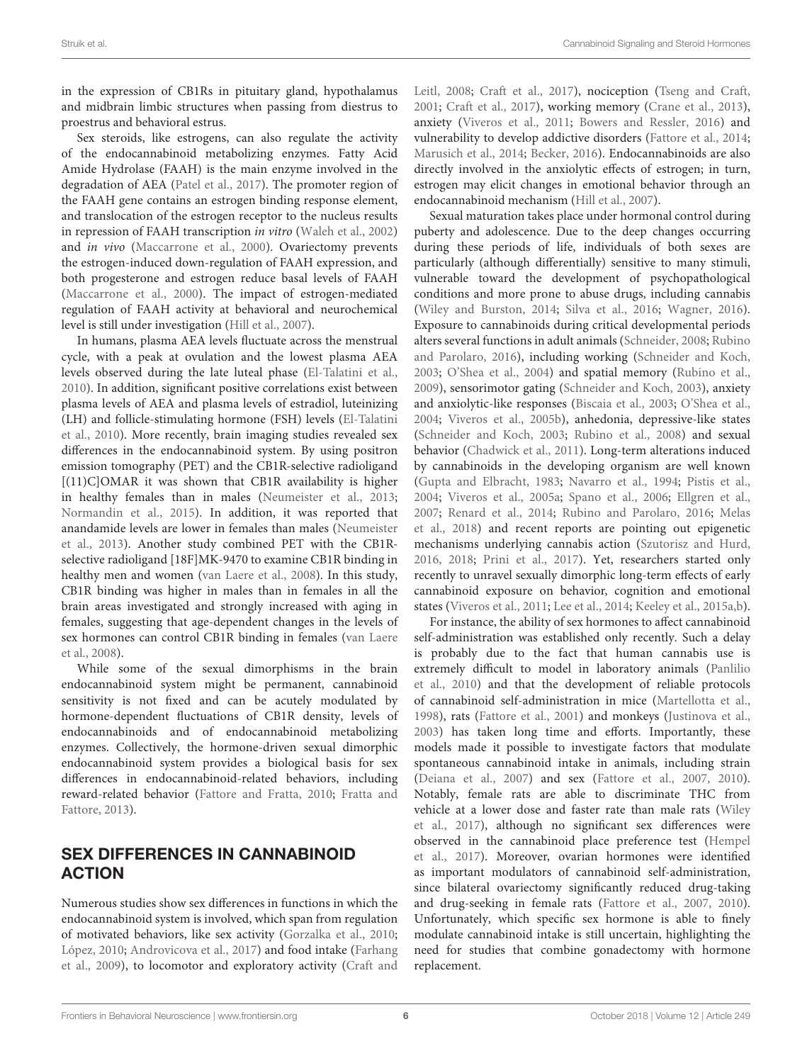in the expression of CB1Rs in pituitary gland, hypothalamus and midbrain limbic structures when passing from diestrus to proestrus and behavioral estrus.

Sex steroids, like estrogens, can also regulate the activity of the endocannabinoid metabolizing enzymes. Fatty Acid Amide Hydrolase (FAAH) is the main enzyme involved in the degradation of AEA (Patel et al., 2017). The promoter region of the FAAH gene contains an estrogen binding response element, and translocation of the estrogen receptor to the nucleus results in repression of FAAH transcription *in vitro* (Waleh et al., 2002) and *in vivo* (Maccarrone et al., 2000). Ovariectomy prevents the estrogen-induced down-regulation of FAAH expression, and both progesterone and estrogen reduce basal levels of FAAH (Maccarrone et al., 2000). The impact of estrogen-mediated regulation of FAAH activity at behavioral and neurochemical level is still under investigation (Hill et al., 2007).

In humans, plasma AEA levels fluctuate across the menstrual cycle, with a peak at ovulation and the lowest plasma AEA levels observed during the late luteal phase (El-Talatini et al., 2010). In addition, significant positive correlations exist between plasma levels of AEA and plasma levels of estradiol, luteinizing (LH) and follicle-stimulating hormone (FSH) levels (El-Talatini et al., 2010). More recently, brain imaging studies revealed sex differences in the endocannabinoid system. By using positron emission tomography (PET) and the CB1R-selective radioligand [(11)C]OMAR it was shown that CB1R availability is higher in healthy females than in males (Neumeister et al., 2013; Normandin et al., 2015). In addition, it was reported that anandamide levels are lower in females than males (Neumeister et al., 2013). Another study combined PET with the CB1R-selective radioligand [18F]MK-9470 to examine CB1R binding in healthy men and women (van Laere et al., 2008). In this study, CB1R binding was higher in males than in females in all the brain areas investigated and strongly increased with aging in females, suggesting that age-dependent changes in the levels of sex hormones can control CB1R binding in females (van Laere et al., 2008).

While some of the sexual dimorphisms in the brain endocannabinoid system might be permanent, cannabinoid sensitivity is not fixed and can be acutely modulated by hormone-dependent fluctuations of CB1R density, levels of endocannabinoids and of endocannabinoid metabolizing enzymes. Collectively, the hormone-driven sexual dimorphic endocannabinoid system provides a biological basis for sex differences in endocannabinoid-related behaviors, including reward-related behavior (Fattore and Fratta, 2010; Fratta and Fattore, 2013).

## SEX DIFFERENCES IN CANNABINOID ACTION

Numerous studies show sex differences in functions in which the endocannabinoid system is involved, which span from regulation of motivated behaviors, like sex activity (Gorzalka et al., 2010; López, 2010; Androvicova et al., 2017) and food intake (Farhang et al., 2009), to locomotor and exploratory activity (Craft and Leitl, 2008; Craft et al., 2017), nociception (Tseng and Craft, 2001; Craft et al., 2017), working memory (Crane et al., 2013), anxiety (Viveros et al., 2011; Bowers and Ressler, 2016) and vulnerability to develop addictive disorders (Fattore et al., 2014; Marusich et al., 2014; Becker, 2016). Endocannabinoids are also directly involved in the anxiolytic effects of estrogen; in turn, estrogen may elicit changes in emotional behavior through an endocannabinoid mechanism (Hill et al., 2007).

Sexual maturation takes place under hormonal control during puberty and adolescence. Due to the deep changes occurring during these periods of life, individuals of both sexes are particularly (although differentially) sensitive to many stimuli, vulnerable toward the development of psychopathological conditions and more prone to abuse drugs, including cannabis (Wiley and Burston, 2014; Silva et al., 2016; Wagner, 2016). Exposure to cannabinoids during critical developmental periods alters several functions in adult animals (Schneider, 2008; Rubino and Parolaro, 2016), including working (Schneider and Koch, 2003; O'Shea et al., 2004) and spatial memory (Rubino et al., 2009), sensorimotor gating (Schneider and Koch, 2003), anxiety and anxiolytic-like responses (Biscaia et al., 2003; O'Shea et al., 2004; Viveros et al., 2005b), anhedonia, depressive-like states (Schneider and Koch, 2003; Rubino et al., 2008) and sexual behavior (Chadwick et al., 2011). Long-term alterations induced by cannabinoids in the developing organism are well known (Gupta and Elbracht, 1983; Navarro et al., 1994; Pistis et al., 2004; Viveros et al., 2005a; Spano et al., 2006; Ellgren et al., 2007; Renard et al., 2014; Rubino and Parolaro, 2016; Melas et al., 2018) and recent reports are pointing out epigenetic mechanisms underlying cannabis action (Szutorisz and Hurd, 2016, 2018; Prini et al., 2017). Yet, researchers started only recently to unravel sexually dimorphic long-term effects of early cannabinoid exposure on behavior, cognition and emotional states (Viveros et al., 2011; Lee et al., 2014; Keeley et al., 2015a,b).

For instance, the ability of sex hormones to affect cannabinoid self-administration was established only recently. Such a delay is probably due to the fact that human cannabis use is extremely difficult to model in laboratory animals (Panlilio et al., 2010) and that the development of reliable protocols of cannabinoid self-administration in mice (Martellotta et al., 1998), rats (Fattore et al., 2001) and monkeys (Justinova et al., 2003) has taken long time and efforts. Importantly, these models made it possible to investigate factors that modulate spontaneous cannabinoid intake in animals, including strain (Deiana et al., 2007) and sex (Fattore et al., 2007, 2010). Notably, female rats are able to discriminate THC from vehicle at a lower dose and faster rate than male rats (Wiley et al., 2017), although no significant sex differences were observed in the cannabinoid place preference test (Hempel et al., 2017). Moreover, ovarian hormones were identified as important modulators of cannabinoid self-administration, since bilateral ovariectomy significantly reduced drug-taking and drug-seeking in female rats (Fattore et al., 2007, 2010). Unfortunately, which specific sex hormone is able to finely modulate cannabinoid intake is still uncertain, highlighting the need for studies that combine gonadectomy with hormone replacement.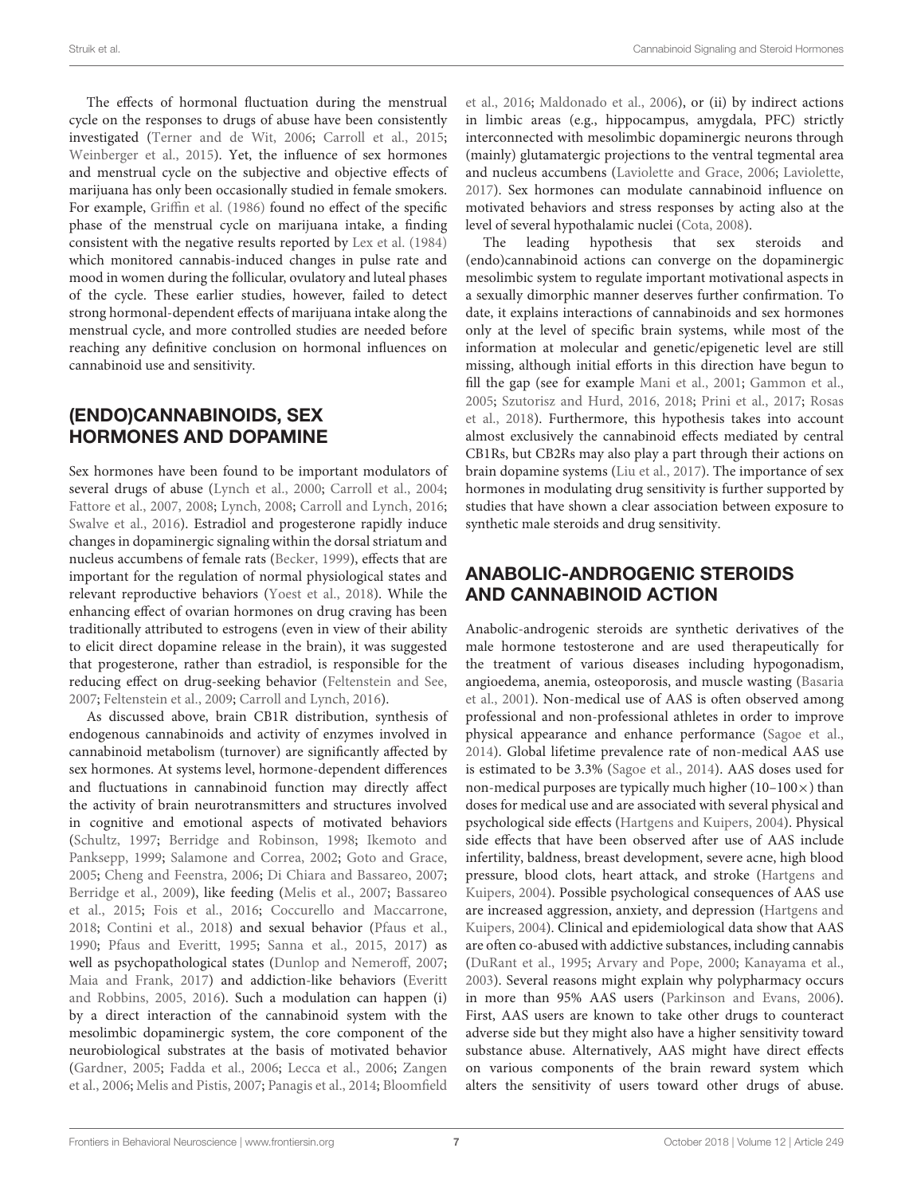The effects of hormonal fluctuation during the menstrual cycle on the responses to drugs of abuse have been consistently investigated (Terner and de Wit, 2006; Carroll et al., 2015; Weinberger et al., 2015). Yet, the influence of sex hormones and menstrual cycle on the subjective and objective effects of marijuana has only been occasionally studied in female smokers. For example, Griffin et al. (1986) found no effect of the specific phase of the menstrual cycle on marijuana intake, a finding consistent with the negative results reported by Lex et al. (1984) which monitored cannabis-induced changes in pulse rate and mood in women during the follicular, ovulatory and luteal phases of the cycle. These earlier studies, however, failed to detect strong hormonal-dependent effects of marijuana intake along the menstrual cycle, and more controlled studies are needed before reaching any definitive conclusion on hormonal influences on cannabinoid use and sensitivity.

## (ENDO)CANNABINOIDS, SEX HORMONES AND DOPAMINE

Sex hormones have been found to be important modulators of several drugs of abuse (Lynch et al., 2000; Carroll et al., 2004; Fattore et al., 2007, 2008; Lynch, 2008; Carroll and Lynch, 2016; Swalve et al., 2016). Estradiol and progesterone rapidly induce changes in dopaminergic signaling within the dorsal striatum and nucleus accumbens of female rats (Becker, 1999), effects that are important for the regulation of normal physiological states and relevant reproductive behaviors (Yoest et al., 2018). While the enhancing effect of ovarian hormones on drug craving has been traditionally attributed to estrogens (even in view of their ability to elicit direct dopamine release in the brain), it was suggested that progesterone, rather than estradiol, is responsible for the reducing effect on drug-seeking behavior (Feltenstein and See, 2007; Feltenstein et al., 2009; Carroll and Lynch, 2016).

As discussed above, brain CB1R distribution, synthesis of endogenous cannabinoids and activity of enzymes involved in cannabinoid metabolism (turnover) are significantly affected by sex hormones. At systems level, hormone-dependent differences and fluctuations in cannabinoid function may directly affect the activity of brain neurotransmitters and structures involved in cognitive and emotional aspects of motivated behaviors (Schultz, 1997; Berridge and Robinson, 1998; Ikemoto and Panksepp, 1999; Salamone and Correa, 2002; Goto and Grace, 2005; Cheng and Feenstra, 2006; Di Chiara and Bassareo, 2007; Berridge et al., 2009), like feeding (Melis et al., 2007; Bassareo et al., 2015; Fois et al., 2016; Coccurello and Maccarrone, 2018; Contini et al., 2018) and sexual behavior (Pfaus et al., 1990; Pfaus and Everitt, 1995; Sanna et al., 2015, 2017) as well as psychopathological states (Dunlop and Nemeroff, 2007; Maia and Frank, 2017) and addiction-like behaviors (Everitt and Robbins, 2005, 2016). Such a modulation can happen (i) by a direct interaction of the cannabinoid system with the mesolimbic dopaminergic system, the core component of the neurobiological substrates at the basis of motivated behavior (Gardner, 2005; Fadda et al., 2006; Lecca et al., 2006; Zangen et al., 2006; Melis and Pistis, 2007; Panagis et al., 2014; Bloomfield et al., 2016; Maldonado et al., 2006), or (ii) by indirect actions in limbic areas (e.g., hippocampus, amygdala, PFC) strictly interconnected with mesolimbic dopaminergic neurons through (mainly) glutamatergic projections to the ventral tegmental area and nucleus accumbens (Laviolette and Grace, 2006; Laviolette, 2017). Sex hormones can modulate cannabinoid influence on motivated behaviors and stress responses by acting also at the level of several hypothalamic nuclei (Cota, 2008).

The leading hypothesis that sex steroids and (endo)cannabinoid actions can converge on the dopaminergic mesolimbic system to regulate important motivational aspects in a sexually dimorphic manner deserves further confirmation. To date, it explains interactions of cannabinoids and sex hormones only at the level of specific brain systems, while most of the information at molecular and genetic/epigenetic level are still missing, although initial efforts in this direction have begun to fill the gap (see for example Mani et al., 2001; Gammon et al., 2005; Szutorisz and Hurd, 2016, 2018; Prini et al., 2017; Rosas et al., 2018). Furthermore, this hypothesis takes into account almost exclusively the cannabinoid effects mediated by central CB1Rs, but CB2Rs may also play a part through their actions on brain dopamine systems (Liu et al., 2017). The importance of sex hormones in modulating drug sensitivity is further supported by studies that have shown a clear association between exposure to synthetic male steroids and drug sensitivity.

## ANABOLIC-ANDROGENIC STEROIDS AND CANNABINOID ACTION

Anabolic-androgenic steroids are synthetic derivatives of the male hormone testosterone and are used therapeutically for the treatment of various diseases including hypogonadism, angioedema, anemia, osteoporosis, and muscle wasting (Basaria et al., 2001). Non-medical use of AAS is often observed among professional and non-professional athletes in order to improve physical appearance and enhance performance (Sagoe et al., 2014). Global lifetime prevalence rate of non-medical AAS use is estimated to be 3.3% (Sagoe et al., 2014). AAS doses used for non-medical purposes are typically much higher (10–100×) than doses for medical use and are associated with several physical and psychological side effects (Hartgens and Kuipers, 2004). Physical side effects that have been observed after use of AAS include infertility, baldness, breast development, severe acne, high blood pressure, blood clots, heart attack, and stroke (Hartgens and Kuipers, 2004). Possible psychological consequences of AAS use are increased aggression, anxiety, and depression (Hartgens and Kuipers, 2004). Clinical and epidemiological data show that AAS are often co-abused with addictive substances, including cannabis (DuRant et al., 1995; Arvary and Pope, 2000; Kanayama et al., 2003). Several reasons might explain why polypharmacy occurs in more than 95% AAS users (Parkinson and Evans, 2006). First, AAS users are known to take other drugs to counteract adverse side but they might also have a higher sensitivity toward substance abuse. Alternatively, AAS might have direct effects on various components of the brain reward system which alters the sensitivity of users toward other drugs of abuse.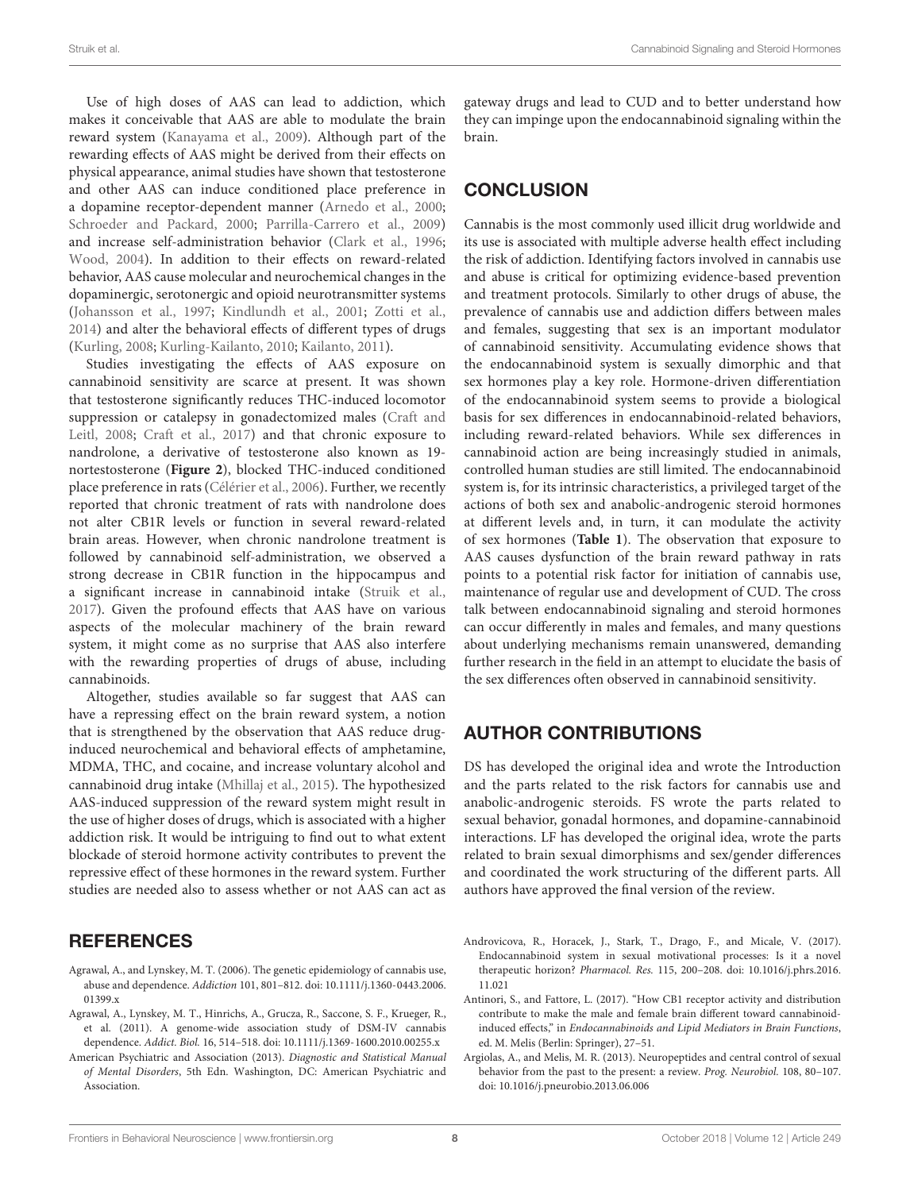Use of high doses of AAS can lead to addiction, which makes it conceivable that AAS are able to modulate the brain reward system (Kanayama et al., 2009). Although part of the rewarding effects of AAS might be derived from their effects on physical appearance, animal studies have shown that testosterone and other AAS can induce conditioned place preference in a dopamine receptor-dependent manner (Arnedo et al., 2000; Schroeder and Packard, 2000; Parrilla-Carrero et al., 2009) and increase self-administration behavior (Clark et al., 1996; Wood, 2004). In addition to their effects on reward-related behavior, AAS cause molecular and neurochemical changes in the dopaminergic, serotonergic and opioid neurotransmitter systems (Johansson et al., 1997; Kindlundh et al., 2001; Zotti et al., 2014) and alter the behavioral effects of different types of drugs (Kurling, 2008; Kurling-Kailanto, 2010; Kailanto, 2011).

Studies investigating the effects of AAS exposure on cannabinoid sensitivity are scarce at present. It was shown that testosterone significantly reduces THC-induced locomotor suppression or catalepsy in gonadectomized males (Craft and Leitl, 2008; Craft et al., 2017) and that chronic exposure to nandrolone, a derivative of testosterone also known as 19-nortestosterone (**Figure 2**), blocked THC-induced conditioned place preference in rats (Célérier et al., 2006). Further, we recently reported that chronic treatment of rats with nandrolone does not alter CB1R levels or function in several reward-related brain areas. However, when chronic nandrolone treatment is followed by cannabinoid self-administration, we observed a strong decrease in CB1R function in the hippocampus and a significant increase in cannabinoid intake (Struik et al., 2017). Given the profound effects that AAS have on various aspects of the molecular machinery of the brain reward system, it might come as no surprise that AAS also interfere with the rewarding properties of drugs of abuse, including cannabinoids.

Altogether, studies available so far suggest that AAS can have a repressing effect on the brain reward system, a notion that is strengthened by the observation that AAS reduce drug-induced neurochemical and behavioral effects of amphetamine, MDMA, THC, and cocaine, and increase voluntary alcohol and cannabinoid drug intake (Mhillaj et al., 2015). The hypothesized AAS-induced suppression of the reward system might result in the use of higher doses of drugs, which is associated with a higher addiction risk. It would be intriguing to find out to what extent blockade of steroid hormone activity contributes to prevent the repressive effect of these hormones in the reward system. Further studies are needed also to assess whether or not AAS can act as gateway drugs and lead to CUD and to better understand how they can impinge upon the endocannabinoid signaling within the brain.

## CONCLUSION

Cannabis is the most commonly used illicit drug worldwide and its use is associated with multiple adverse health effect including the risk of addiction. Identifying factors involved in cannabis use and abuse is critical for optimizing evidence-based prevention and treatment protocols. Similarly to other drugs of abuse, the prevalence of cannabis use and addiction differs between males and females, suggesting that sex is an important modulator of cannabinoid sensitivity. Accumulating evidence shows that the endocannabinoid system is sexually dimorphic and that sex hormones play a key role. Hormone-driven differentiation of the endocannabinoid system seems to provide a biological basis for sex differences in endocannabinoid-related behaviors, including reward-related behaviors. While sex differences in cannabinoid action are being increasingly studied in animals, controlled human studies are still limited. The endocannabinoid system is, for its intrinsic characteristics, a privileged target of the actions of both sex and anabolic-androgenic steroid hormones at different levels and, in turn, it can modulate the activity of sex hormones (**Table 1**). The observation that exposure to AAS causes dysfunction of the brain reward pathway in rats points to a potential risk factor for initiation of cannabis use, maintenance of regular use and development of CUD. The cross talk between endocannabinoid signaling and steroid hormones can occur differently in males and females, and many questions about underlying mechanisms remain unanswered, demanding further research in the field in an attempt to elucidate the basis of the sex differences often observed in cannabinoid sensitivity.

## AUTHOR CONTRIBUTIONS

DS has developed the original idea and wrote the Introduction and the parts related to the risk factors for cannabis use and anabolic-androgenic steroids. FS wrote the parts related to sexual behavior, gonadal hormones, and dopamine-cannabinoid interactions. LF has developed the original idea, wrote the parts related to brain sexual dimorphisms and sex/gender differences and coordinated the work structuring of the different parts. All authors have approved the final version of the review.

## REFERENCES

Agrawal, A., and Lynskey, M. T. (2006). The genetic epidemiology of cannabis use, abuse and dependence. *Addiction* 101, 801–812. doi: 10.1111/j.1360-0443.2006.01399.x

Agrawal, A., Lynskey, M. T., Hinrichs, A., Grucza, R., Saccone, S. F., Krueger, R., et al. (2011). A genome-wide association study of DSM-IV cannabis dependence. *Addict. Biol.* 16, 514–518. doi: 10.1111/j.1369-1600.2010.00255.x

American Psychiatric and Association (2013). *Diagnostic and Statistical Manual of Mental Disorders*, 5th Edn. Washington, DC: American Psychiatric and Association.

Androvicova, R., Horacek, J., Stark, T., Drago, F., and Micale, V. (2017). Endocannabinoid system in sexual motivational processes: Is it a novel therapeutic horizon? *Pharmacol. Res.* 115, 200–208. doi: 10.1016/j.phrs.2016.11.021

Antinori, S., and Fattore, L. (2017). "How CB1 receptor activity and distribution contribute to make the male and female brain different toward cannabinoid-induced effects," in *Endocannabinoids and Lipid Mediators in Brain Functions*, ed. M. Melis (Berlin: Springer), 27–51.

Argiolas, A., and Melis, M. R. (2013). Neuropeptides and central control of sexual behavior from the past to the present: a review. *Prog. Neurobiol.* 108, 80–107. doi: 10.1016/j.pneurobio.2013.06.006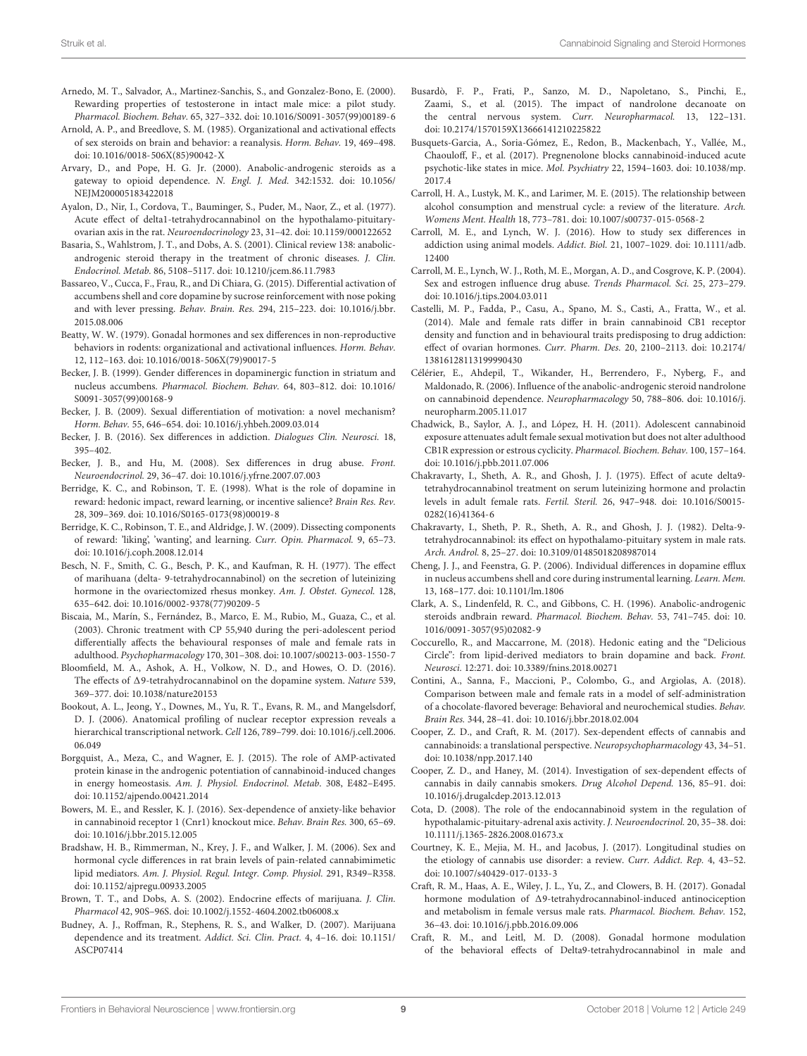Arnedo, M. T., Salvador, A., Martinez-Sanchis, S., and Gonzalez-Bono, E. (2000). Rewarding properties of testosterone in intact male mice: a pilot study. *Pharmacol. Biochem. Behav.* 65, 327–332. doi: 10.1016/S0091-3057(99)00189-6

Arnold, A. P., and Breedlove, S. M. (1985). Organizational and activational effects of sex steroids on brain and behavior: a reanalysis. *Horm. Behav.* 19, 469–498. doi: 10.1016/0018-506X(85)90042-X

Arvary, D., and Pope, H. G. Jr. (2000). Anabolic-androgenic steroids as a gateway to opioid dependence. *N. Engl. J. Med.* 342:1532. doi: 10.1056/NEJM200005183422018

Ayalon, D., Nir, I., Cordova, T., Bauminger, S., Puder, M., Naor, Z., et al. (1977). Acute effect of delta1-tetrahydrocannabinol on the hypothalamo-pituitary-ovarian axis in the rat. *Neuroendocrinology* 23, 31–42. doi: 10.1159/000122652

Basaria, S., Wahlstrom, J. T., and Dobs, A. S. (2001). Clinical review 138: anabolic-androgenic steroid therapy in the treatment of chronic diseases. *J. Clin. Endocrinol. Metab.* 86, 5108–5117. doi: 10.1210/jcem.86.11.7983

Bassareo, V., Cucca, F., Frau, R., and Di Chiara, G. (2015). Differential activation of accumbens shell and core dopamine by sucrose reinforcement with nose poking and with lever pressing. *Behav. Brain. Res.* 294, 215–223. doi: 10.1016/j.bbr.2015.08.006

Beatty, W. W. (1979). Gonadal hormones and sex differences in non-reproductive behaviors in rodents: organizational and activational influences. *Horm. Behav.* 12, 112–163. doi: 10.1016/0018-506X(79)90017-5

Becker, J. B. (1999). Gender differences in dopaminergic function in striatum and nucleus accumbens. *Pharmacol. Biochem. Behav.* 64, 803–812. doi: 10.1016/S0091-3057(99)00168-9

Becker, J. B. (2009). Sexual differentiation of motivation: a novel mechanism? *Horm. Behav.* 55, 646–654. doi: 10.1016/j.yhbeh.2009.03.014

Becker, J. B. (2016). Sex differences in addiction. *Dialogues Clin. Neurosci.* 18, 395–402.

Becker, J. B., and Hu, M. (2008). Sex differences in drug abuse. *Front. Neuroendocrinol.* 29, 36–47. doi: 10.1016/j.yfrne.2007.07.003

Berridge, K. C., and Robinson, T. E. (1998). What is the role of dopamine in reward: hedonic impact, reward learning, or incentive salience? *Brain Res. Rev.* 28, 309–369. doi: 10.1016/S0165-0173(98)00019-8

Berridge, K. C., Robinson, T. E., and Aldridge, J. W. (2009). Dissecting components of reward: 'liking', 'wanting', and learning. *Curr. Opin. Pharmacol.* 9, 65–73. doi: 10.1016/j.coph.2008.12.014

Besch, N. F., Smith, C. G., Besch, P. K., and Kaufman, R. H. (1977). The effect of marihuana (delta- 9-tetrahydrocannabinol) on the secretion of luteinizing hormone in the ovariectomized rhesus monkey. *Am. J. Obstet. Gynecol.* 128, 635–642. doi: 10.1016/0002-9378(77)90209-5

Biscaia, M., Marín, S., Fernández, B., Marco, E. M., Rubio, M., Guaza, C., et al. (2003). Chronic treatment with CP 55,940 during the peri-adolescent period differentially affects the behavioural responses of male and female rats in adulthood. *Psychopharmacology* 170, 301–308. doi: 10.1007/s00213-003-1550-7

Bloomfield, M. A., Ashok, A. H., Volkow, N. D., and Howes, O. D. (2016). The effects of Δ9-tetrahydrocannabinol on the dopamine system. *Nature* 539, 369–377. doi: 10.1038/nature20153

Bookout, A. L., Jeong, Y., Downes, M., Yu, R. T., Evans, R. M., and Mangelsdorf, D. J. (2006). Anatomical profiling of nuclear receptor expression reveals a hierarchical transcriptional network. *Cell* 126, 789–799. doi: 10.1016/j.cell.2006.06.049

Borgquist, A., Meza, C., and Wagner, E. J. (2015). The role of AMP-activated protein kinase in the androgenic potentiation of cannabinoid-induced changes in energy homeostasis. *Am. J. Physiol. Endocrinol. Metab.* 308, E482–E495. doi: 10.1152/ajpendo.00421.2014

Bowers, M. E., and Ressler, K. J. (2016). Sex-dependence of anxiety-like behavior in cannabinoid receptor 1 (Cnr1) knockout mice. *Behav. Brain Res.* 300, 65–69. doi: 10.1016/j.bbr.2015.12.005

Bradshaw, H. B., Rimmerman, N., Krey, J. F., and Walker, J. M. (2006). Sex and hormonal cycle differences in rat brain levels of pain-related cannabimimetic lipid mediators. *Am. J. Physiol. Regul. Integr. Comp. Physiol.* 291, R349–R358. doi: 10.1152/ajpregu.00933.2005

Brown, T. T., and Dobs, A. S. (2002). Endocrine effects of marijuana. *J. Clin. Pharmacol* 42, 90S–96S. doi: 10.1002/j.1552-4604.2002.tb06008.x

Budney, A. J., Roffman, R., Stephens, R. S., and Walker, D. (2007). Marijuana dependence and its treatment. *Addict. Sci. Clin. Pract.* 4, 4–16. doi: 10.1151/ASCP07414

Busardò, F. P., Frati, P., Sanzo, M. D., Napoletano, S., Pinchi, E., Zaami, S., et al. (2015). The impact of nandrolone decanoate on the central nervous system. *Curr. Neuropharmacol.* 13, 122–131. doi: 10.2174/1570159X13666141210225822

Busquets-Garcia, A., Soria-Gómez, E., Redon, B., Mackenbach, Y., Vallée, M., Chaouloff, F., et al. (2017). Pregnenolone blocks cannabinoid-induced acute psychotic-like states in mice. *Mol. Psychiatry* 22, 1594–1603. doi: 10.1038/mp.2017.4

Carroll, H. A., Lustyk, M. K., and Larimer, M. E. (2015). The relationship between alcohol consumption and menstrual cycle: a review of the literature. *Arch. Womens Ment. Health* 18, 773–781. doi: 10.1007/s00737-015-0568-2

Carroll, M. E., and Lynch, W. J. (2016). How to study sex differences in addiction using animal models. *Addict. Biol.* 21, 1007–1029. doi: 10.1111/adb.12400

Carroll, M. E., Lynch, W. J., Roth, M. E., Morgan, A. D., and Cosgrove, K. P. (2004). Sex and estrogen influence drug abuse. *Trends Pharmacol. Sci.* 25, 273–279. doi: 10.1016/j.tips.2004.03.011

Castelli, M. P., Fadda, P., Casu, A., Spano, M. S., Casti, A., Fratta, W., et al. (2014). Male and female rats differ in brain cannabinoid CB1 receptor density and function and in behavioural traits predisposing to drug addiction: effect of ovarian hormones. *Curr. Pharm. Des.* 20, 2100–2113. doi: 10.2174/13816128113199990430

Célérier, E., Ahdepil, T., Wikander, H., Berrendero, F., Nyberg, F., and Maldonado, R. (2006). Influence of the anabolic-androgenic steroid nandrolone on cannabinoid dependence. *Neuropharmacology* 50, 788–806. doi: 10.1016/j.neuropharm.2005.11.017

Chadwick, B., Saylor, A. J., and López, H. H. (2011). Adolescent cannabinoid exposure attenuates adult female sexual motivation but does not alter adulthood CB1R expression or estrous cyclicity. *Pharmacol. Biochem. Behav.* 100, 157–164. doi: 10.1016/j.pbb.2011.07.006

Chakravarty, I., Sheth, A. R., and Ghosh, J. J. (1975). Effect of acute delta9-tetrahydrocannabinol treatment on serum luteinizing hormone and prolactin levels in adult female rats. *Fertil. Steril.* 26, 947–948. doi: 10.1016/S0015-0282(16)41364-6

Chakravarty, I., Sheth, P. R., Sheth, A. R., and Ghosh, J. J. (1982). Delta-9-tetrahydrocannabinol: its effect on hypothalamo-pituitary system in male rats. *Arch. Androl.* 8, 25–27. doi: 10.3109/01485018208987014

Cheng, J. J., and Feenstra, G. P. (2006). Individual differences in dopamine efflux in nucleus accumbens shell and core during instrumental learning. *Learn. Mem.* 13, 168–177. doi: 10.1101/lm.1806

Clark, A. S., Lindenfeld, R. C., and Gibbons, C. H. (1996). Anabolic-androgenic steroids andbrain reward. *Pharmacol. Biochem. Behav.* 53, 741–745. doi: 10.1016/0091-3057(95)02082-9

Coccurello, R., and Maccarrone, M. (2018). Hedonic eating and the "Delicious Circle": from lipid-derived mediators to brain dopamine and back. *Front. Neurosci.* 12:271. doi: 10.3389/fnins.2018.00271

Contini, A., Sanna, F., Maccioni, P., Colombo, G., and Argiolas, A. (2018). Comparison between male and female rats in a model of self-administration of a chocolate-flavored beverage: Behavioral and neurochemical studies. *Behav. Brain Res.* 344, 28–41. doi: 10.1016/j.bbr.2018.02.004

Cooper, Z. D., and Craft, R. M. (2017). Sex-dependent effects of cannabis and cannabinoids: a translational perspective. *Neuropsychopharmacology* 43, 34–51. doi: 10.1038/npp.2017.140

Cooper, Z. D., and Haney, M. (2014). Investigation of sex-dependent effects of cannabis in daily cannabis smokers. *Drug Alcohol Depend.* 136, 85–91. doi: 10.1016/j.drugalcdep.2013.12.013

Cota, D. (2008). The role of the endocannabinoid system in the regulation of hypothalamic-pituitary-adrenal axis activity. *J. Neuroendocrinol.* 20, 35–38. doi: 10.1111/j.1365-2826.2008.01673.x

Courtney, K. E., Mejia, M. H., and Jacobus, J. (2017). Longitudinal studies on the etiology of cannabis use disorder: a review. *Curr. Addict. Rep.* 4, 43–52. doi: 10.1007/s40429-017-0133-3

Craft, R. M., Haas, A. E., Wiley, J. L., Yu, Z., and Clowers, B. H. (2017). Gonadal hormone modulation of Δ9-tetrahydrocannabinol-induced antinociception and metabolism in female versus male rats. *Pharmacol. Biochem. Behav.* 152, 36–43. doi: 10.1016/j.pbb.2016.09.006

Craft, R. M., and Leitl, M. D. (2008). Gonadal hormone modulation of the behavioral effects of Delta9-tetrahydrocannabinol in male and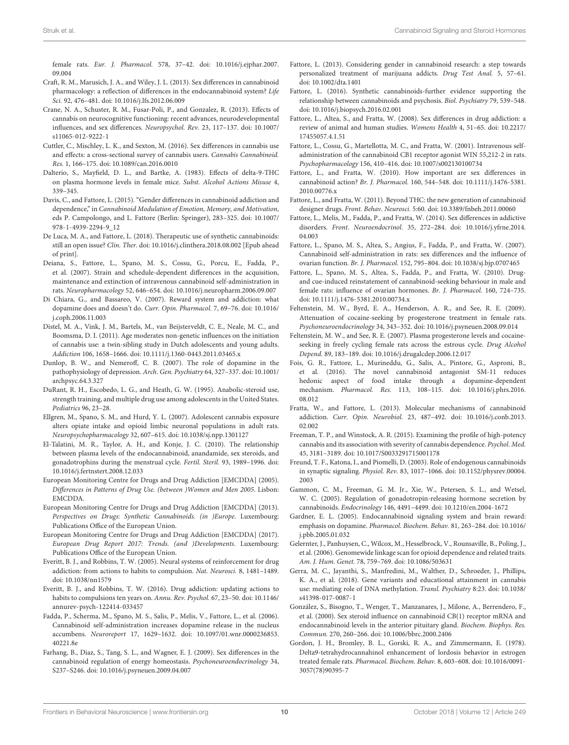female rats. *Eur. J. Pharmacol.* 578, 37–42. doi: 10.1016/j.ejphar.2007.09.004

Craft, R. M., Marusich, J. A., and Wiley, J. L. (2013). Sex differences in cannabinoid pharmacology: a reflection of differences in the endocannabinoid system? *Life Sci.* 92, 476–481. doi: 10.1016/j.lfs.2012.06.009

Crane, N. A., Schuster, R. M., Fusar-Poli, P., and Gonzalez, R. (2013). Effects of cannabis on neurocognitive functioning: recent advances, neurodevelopmental influences, and sex differences. *Neuropsychol. Rev.* 23, 117–137. doi: 10.1007/s11065-012-9222-1

Cuttler, C., Mischley, L. K., and Sexton, M. (2016). Sex differences in cannabis use and effects: a cross-sectional survey of cannabis users. *Cannabis Cannabinoid. Res.* 1, 166–175. doi: 10.1089/can.2016.0010

Dalterio, S., Mayfield, D. L., and Bartke, A. (1983). Effects of delta-9-THC on plasma hormone levels in female mice. *Subst. Alcohol Actions Misuse* 4, 339–345.

Davis, C., and Fattore, L. (2015). "Gender differences in cannabinoid addiction and dependence," in *Cannabinoid Modulation of Emotion, Memory, and Motivation*, eds P. Campolongo, and L. Fattore (Berlin: Springer), 283–325. doi: 10.1007/978-1-4939-2294-9_12

De Luca, M. A., and Fattore, L. (2018). Therapeutic use of synthetic cannabinoids: still an open issue? *Clin. Ther.* doi: 10.1016/j.clinthera.2018.08.002 [Epub ahead of print].

Deiana, S., Fattore, L., Spano, M. S., Cossu, G., Porcu, E., Fadda, P., et al. (2007). Strain and schedule-dependent differences in the acquisition, maintenance and extinction of intravenous cannabinoid self-administration in rats. *Neuropharmacology* 52, 646–654. doi: 10.1016/j.neuropharm.2006.09.007

Di Chiara, G., and Bassareo, V. (2007). Reward system and addiction: what dopamine does and doesn't do. *Curr. Opin. Pharmacol.* 7, 69–76. doi: 10.1016/j.coph.2006.11.003

Distel, M. A., Vink, J. M., Bartels, M., van Beijsterveldt, C. E., Neale, M. C., and Boomsma, D. I. (2011). Age moderates non-genetic influences on the initiation of cannabis use: a twin-sibling study in Dutch adolescents and young adults. *Addiction* 106, 1658–1666. doi: 10.1111/j.1360-0443.2011.03465.x

Dunlop, B. W., and Nemeroff, C. B. (2007). The role of dopamine in the pathophysiology of depression. *Arch. Gen. Psychiatry* 64, 327–337. doi: 10.1001/archpsyc.64.3.327

DuRant, R. H., Escobedo, L. G., and Heath, G. W. (1995). Anabolic-steroid use, strength training, and multiple drug use among adolescents in the United States. *Pediatrics* 96, 23–28.

Ellgren, M., Spano, S. M., and Hurd, Y. L. (2007). Adolescent cannabis exposure alters opiate intake and opioid limbic neuronal populations in adult rats. *Neuropsychopharmacology* 32, 607–615. doi: 10.1038/sj.npp.1301127

El-Talatini, M. R., Taylor, A. H., and Konje, J. C. (2010). The relationship between plasma levels of the endocannabinoid, anandamide, sex steroids, and gonadotrophins during the menstrual cycle. *Fertil. Steril.* 93, 1989–1996. doi: 10.1016/j.fertnstert.2008.12.033

European Monitoring Centre for Drugs and Drug Addiction [EMCDDA] (2005). *Differences in Patterns of Drug Use. (between )Women and Men 2005.* Lisbon: EMCDDA.

European Monitoring Centre for Drugs and Drug Addiction [EMCDDA] (2013). *Perspectives on Drugs: Synthetic Cannabinoids. (in )Europe*. Luxembourg: Publications Office of the European Union.

European Monitoring Centre for Drugs and Drug Addiction [EMCDDA] (2017). *European Drug Report 2017: Trends. (and )Developments*. Luxembourg: Publications Office of the European Union.

Everitt, B. J., and Robbins, T. W. (2005). Neural systems of reinforcement for drug addiction: from actions to habits to compulsion. *Nat. Neurosci.* 8, 1481–1489. doi: 10.1038/nn1579

Everitt, B. J., and Robbins, T. W. (2016). Drug addiction: updating actions to habits to compulsions ten years on. *Annu. Rev. Psychol.* 67, 23–50. doi: 10.1146/annurev-psych-122414-033457

Fadda, P., Scherma, M., Spano, M. S., Salis, P., Melis, V., Fattore, L., et al. (2006). Cannabinoid self-administration increases dopamine release in the nucleus accumbens. *Neuroreport* 17, 1629–1632. doi: 10.1097/01.wnr.0000236853.40221.8e

Farhang, B., Diaz, S., Tang, S. L., and Wagner, E. J. (2009). Sex differences in the cannabinoid regulation of energy homeostasis. *Psychoneuroendocrinology* 34, S237–S246. doi: 10.1016/j.psyneuen.2009.04.007

Fattore, L. (2013). Considering gender in cannabinoid research: a step towards personalized treatment of marijuana addicts. *Drug Test Anal.* 5, 57–61. doi: 10.1002/dta.1401

Fattore, L. (2016). Synthetic cannabinoids-further evidence supporting the relationship between cannabinoids and psychosis. *Biol. Psychiatry* 79, 539–548. doi: 10.1016/j.biopsych.2016.02.001

Fattore, L., Altea, S., and Fratta, W. (2008). Sex differences in drug addiction: a review of animal and human studies. *Womens Health* 4, 51–65. doi: 10.2217/17455057.4.1.51

Fattore, L., Cossu, G., Martellotta, M. C., and Fratta, W. (2001). Intravenous self-administration of the cannabinoid CB1 receptor agonist WIN 55,212-2 in rats. *Psychopharmacology* 156, 410–416. doi: 10.1007/s002130100734

Fattore, L., and Fratta, W. (2010). How important are sex differences in cannabinoid action? *Br. J. Pharmacol.* 160, 544–548. doi: 10.1111/j.1476-5381.2010.00776.x

Fattore, L., and Fratta, W. (2011). Beyond THC: the new generation of cannabinoid designer drugs. *Front. Behav. Neurosci.* 5:60. doi: 10.3389/fnbeh.2011.00060

Fattore, L., Melis, M., Fadda, P., and Fratta, W. (2014). Sex differences in addictive disorders. *Front. Neuroendocrinol.* 35, 272–284. doi: 10.1016/j.yfrne.2014.04.003

Fattore, L., Spano, M. S., Altea, S., Angius, F., Fadda, P., and Fratta, W. (2007). Cannabinoid self-administration in rats: sex differences and the influence of ovarian function. *Br. J. Pharmacol.* 152, 795–804. doi: 10.1038/sj.bjp.0707465

Fattore, L., Spano, M. S., Altea, S., Fadda, P., and Fratta, W. (2010). Drug- and cue-induced reinstatement of cannabinoid-seeking behaviour in male and female rats: influence of ovarian hormones. *Br. J. Pharmacol.* 160, 724–735. doi: 10.1111/j.1476-5381.2010.00734.x

Feltenstein, M. W., Byrd, E. A., Henderson, A. R., and See, R. E. (2009). Attenuation of cocaine-seeking by progesterone treatment in female rats. *Psychoneuroendocrinology* 34, 343–352. doi: 10.1016/j.psyneuen.2008.09.014

Feltenstein, M. W., and See, R. E. (2007). Plasma progesterone levels and cocaine-seeking in freely cycling female rats across the estrous cycle. *Drug Alcohol Depend.* 89, 183–189. doi: 10.1016/j.drugalcdep.2006.12.017

Fois, G. R., Fattore, L., Murineddu, G., Salis, A., Pintore, G., Asproni, B., et al. (2016). The novel cannabinoid antagonist SM-11 reduces hedonic aspect of food intake through a dopamine-dependent mechanism. *Pharmacol. Res.* 113, 108–115. doi: 10.1016/j.phrs.2016.08.012

Fratta, W., and Fattore, L. (2013). Molecular mechanisms of cannabinoid addiction. *Curr. Opin. Neurobiol.* 23, 487–492. doi: 10.1016/j.conb.2013.02.002

Freeman, T. P., and Winstock, A. R. (2015). Examining the profile of high-potency cannabis and its association with severity of cannabis dependence. *Psychol. Med.* 45, 3181–3189. doi: 10.1017/S0033291715001178

Freund, T. F., Katona, I., and Piomelli, D. (2003). Role of endogenous cannabinoids in synaptic signaling. *Physiol. Rev.* 83, 1017–1066. doi: 10.1152/physrev.00004.2003

Gammon, C. M., Freeman, G. M. Jr., Xie, W., Petersen, S. L., and Wetsel, W. C. (2005). Regulation of gonadotropin-releasing hormone secretion by cannabinoids. *Endocrinology* 146, 4491–4499. doi: 10.1210/en.2004-1672

Gardner, E. L. (2005). Endocannabinoid signaling system and brain reward: emphasis on dopamine. *Pharmacol. Biochem. Behav.* 81, 263–284. doi: 10.1016/j.pbb.2005.01.032

Gelernter, J., Panhuysen, C., Wilcox, M., Hesselbrock, V., Rounsaville, B., Poling, J., et al. (2006). Genomewide linkage scan for opioid dependence and related traits. *Am. J. Hum. Genet.* 78, 759–769. doi: 10.1086/503631

Gerra, M. C., Jayanthi, S., Manfredini, M., Walther, D., Schroeder, J., Phillips, K. A., et al. (2018). Gene variants and educational attainment in cannabis use: mediating role of DNA methylation. *Transl. Psychiatry* 8:23. doi: 10.1038/s41398-017-0087-1

González, S., Bisogno, T., Wenger, T., Manzanares, J., Milone, A., Berrendero, F., et al. (2000). Sex steroid influence on cannabinoid CB(1) receptor mRNA and endocannabinoid levels in the anterior pituitary gland. *Biochem. Biophys. Res. Commun.* 270, 260–266. doi: 10.1006/bbrc.2000.2406

Gordon, J. H., Bromley, B. L., Gorski, R. A., and Zimmermann, E. (1978). Delta9-tetrahydrocannabinol enhancement of lordosis behavior in estrogen treated female rats. *Pharmacol. Biochem. Behav.* 8, 603–608. doi: 10.1016/0091-3057(78)90395-7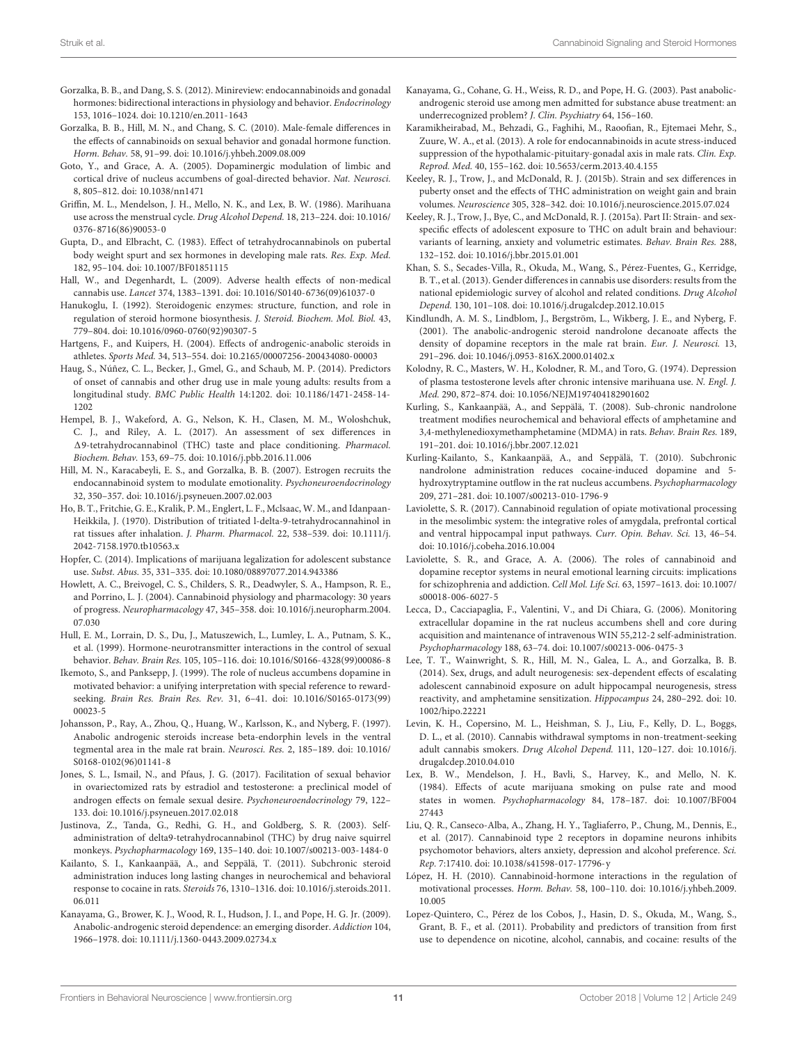Gorzalka, B. B., and Dang, S. S. (2012). Minireview: endocannabinoids and gonadal hormones: bidirectional interactions in physiology and behavior. *Endocrinology* 153, 1016–1024. doi: 10.1210/en.2011-1643

Gorzalka, B. B., Hill, M. N., and Chang, S. C. (2010). Male-female differences in the effects of cannabinoids on sexual behavior and gonadal hormone function. *Horm. Behav.* 58, 91–99. doi: 10.1016/j.yhbeh.2009.08.009

Goto, Y., and Grace, A. A. (2005). Dopaminergic modulation of limbic and cortical drive of nucleus accumbens of goal-directed behavior. *Nat. Neurosci.* 8, 805–812. doi: 10.1038/nn1471

Griffin, M. L., Mendelson, J. H., Mello, N. K., and Lex, B. W. (1986). Marihuana use across the menstrual cycle. *Drug Alcohol Depend.* 18, 213–224. doi: 10.1016/0376-8716(86)90053-0

Gupta, D., and Elbracht, C. (1983). Effect of tetrahydrocannabinols on pubertal body weight spurt and sex hormones in developing male rats. *Res. Exp. Med.* 182, 95–104. doi: 10.1007/BF01851115

Hall, W., and Degenhardt, L. (2009). Adverse health effects of non-medical cannabis use. *Lancet* 374, 1383–1391. doi: 10.1016/S0140-6736(09)61037-0

Hanukoglu, I. (1992). Steroidogenic enzymes: structure, function, and role in regulation of steroid hormone biosynthesis. *J. Steroid. Biochem. Mol. Biol.* 43, 779–804. doi: 10.1016/0960-0760(92)90307-5

Hartgens, F., and Kuipers, H. (2004). Effects of androgenic-anabolic steroids in athletes. *Sports Med.* 34, 513–554. doi: 10.2165/00007256-200434080-00003

Haug, S., Núñez, C. L., Becker, J., Gmel, G., and Schaub, M. P. (2014). Predictors of onset of cannabis and other drug use in male young adults: results from a longitudinal study. *BMC Public Health* 14:1202. doi: 10.1186/1471-2458-14-1202

Hempel, B. J., Wakeford, A. G., Nelson, K. H., Clasen, M. M., Woloshchuk, C. J., and Riley, A. L. (2017). An assessment of sex differences in Δ9-tetrahydrocannabinol (THC) taste and place conditioning. *Pharmacol. Biochem. Behav.* 153, 69–75. doi: 10.1016/j.pbb.2016.11.006

Hill, M. N., Karacabeyli, E. S., and Gorzalka, B. B. (2007). Estrogen recruits the endocannabinoid system to modulate emotionality. *Psychoneuroendocrinology* 32, 350–357. doi: 10.1016/j.psyneuen.2007.02.003

Ho, B. T., Fritchie, G. E., Kralik, P. M., Englert, L. F., Mclsaac, W. M., and Idanpaan-Heikkila, J. (1970). Distribution of tritiated l-delta-9-tetrahydrocannahinol in rat tissues after inhalation. *J. Pharm. Pharmacol.* 22, 538–539. doi: 10.1111/j.2042-7158.1970.tb10563.x

Hopfer, C. (2014). Implications of marijuana legalization for adolescent substance use. *Subst. Abus.* 35, 331–335. doi: 10.1080/08897077.2014.943386

Howlett, A. C., Breivogel, C. S., Childers, S. R., Deadwyler, S. A., Hampson, R. E., and Porrino, L. J. (2004). Cannabinoid physiology and pharmacology: 30 years of progress. *Neuropharmacology* 47, 345–358. doi: 10.1016/j.neuropharm.2004.07.030

Hull, E. M., Lorrain, D. S., Du, J., Matuszewich, L., Lumley, L. A., Putnam, S. K., et al. (1999). Hormone-neurotransmitter interactions in the control of sexual behavior. *Behav. Brain Res.* 105, 105–116. doi: 10.1016/S0166-4328(99)00086-8

Ikemoto, S., and Panksepp, J. (1999). The role of nucleus accumbens dopamine in motivated behavior: a unifying interpretation with special reference to reward-seeking. *Brain Res. Brain Res. Rev.* 31, 6–41. doi: 10.1016/S0165-0173(99)00023-5

Johansson, P., Ray, A., Zhou, Q., Huang, W., Karlsson, K., and Nyberg, F. (1997). Anabolic androgenic steroids increase beta-endorphin levels in the ventral tegmental area in the male rat brain. *Neurosci. Res.* 2, 185–189. doi: 10.1016/S0168-0102(96)01141-8

Jones, S. L., Ismail, N., and Pfaus, J. G. (2017). Facilitation of sexual behavior in ovariectomized rats by estradiol and testosterone: a preclinical model of androgen effects on female sexual desire. *Psychoneuroendocrinology* 79, 122–133. doi: 10.1016/j.psyneuen.2017.02.018

Justinova, Z., Tanda, G., Redhi, G. H., and Goldberg, S. R. (2003). Self-administration of delta9-tetrahydrocannabinol (THC) by drug naive squirrel monkeys. *Psychopharmacology* 169, 135–140. doi: 10.1007/s00213-003-1484-0

Kailanto, S. I., Kankaanpää, A., and Seppälä, T. (2011). Subchronic steroid administration induces long lasting changes in neurochemical and behavioral response to cocaine in rats. *Steroids* 76, 1310–1316. doi: 10.1016/j.steroids.2011.06.011

Kanayama, G., Brower, K. J., Wood, R. I., Hudson, J. I., and Pope, H. G. Jr. (2009). Anabolic-androgenic steroid dependence: an emerging disorder. *Addiction* 104, 1966–1978. doi: 10.1111/j.1360-0443.2009.02734.x

Kanayama, G., Cohane, G. H., Weiss, R. D., and Pope, H. G. (2003). Past anabolic-androgenic steroid use among men admitted for substance abuse treatment: an underrecognized problem? *J. Clin. Psychiatry* 64, 156–160.

Karamikheirabad, M., Behzadi, G., Faghihi, M., Raoofian, R., Ejtemaei Mehr, S., Zuure, W. A., et al. (2013). A role for endocannabinoids in acute stress-induced suppression of the hypothalamic-pituitary-gonadal axis in male rats. *Clin. Exp. Reprod. Med.* 40, 155–162. doi: 10.5653/cerm.2013.40.4.155

Keeley, R. J., Trow, J., and McDonald, R. J. (2015b). Strain and sex differences in puberty onset and the effects of THC administration on weight gain and brain volumes. *Neuroscience* 305, 328–342. doi: 10.1016/j.neuroscience.2015.07.024

Keeley, R. J., Trow, J., Bye, C., and McDonald, R. J. (2015a). Part II: Strain- and sex-specific effects of adolescent exposure to THC on adult brain and behaviour: variants of learning, anxiety and volumetric estimates. *Behav. Brain Res.* 288, 132–152. doi: 10.1016/j.bbr.2015.01.001

Khan, S. S., Secades-Villa, R., Okuda, M., Wang, S., Pérez-Fuentes, G., Kerridge, B. T., et al. (2013). Gender differences in cannabis use disorders: results from the national epidemiologic survey of alcohol and related conditions. *Drug Alcohol Depend.* 130, 101–108. doi: 10.1016/j.drugalcdep.2012.10.015

Kindlundh, A. M. S., Lindblom, J., Bergström, L., Wikberg, J. E., and Nyberg, F. (2001). The anabolic-androgenic steroid nandrolone decanoate affects the density of dopamine receptors in the male rat brain. *Eur. J. Neurosci.* 13, 291–296. doi: 10.1046/j.0953-816X.2000.01402.x

Kolodny, R. C., Masters, W. H., Kolodner, R. M., and Toro, G. (1974). Depression of plasma testosterone levels after chronic intensive marihuana use. *N. Engl. J. Med.* 290, 872–874. doi: 10.1056/NEJM197404182901602

Kurling, S., Kankaanpää, A., and Seppälä, T. (2008). Sub-chronic nandrolone treatment modifies neurochemical and behavioral effects of amphetamine and 3,4-methylenedioxymethamphetamine (MDMA) in rats. *Behav. Brain Res.* 189, 191–201. doi: 10.1016/j.bbr.2007.12.021

Kurling-Kailanto, S., Kankaanpää, A., and Seppälä, T. (2010). Subchronic nandrolone administration reduces cocaine-induced dopamine and 5-hydroxytryptamine outflow in the rat nucleus accumbens. *Psychopharmacology* 209, 271–281. doi: 10.1007/s00213-010-1796-9

Laviolette, S. R. (2017). Cannabinoid regulation of opiate motivational processing in the mesolimbic system: the integrative roles of amygdala, prefrontal cortical and ventral hippocampal input pathways. *Curr. Opin. Behav. Sci.* 13, 46–54. doi: 10.1016/j.cobeha.2016.10.004

Laviolette, S. R., and Grace, A. A. (2006). The roles of cannabinoid and dopamine receptor systems in neural emotional learning circuits: implications for schizophrenia and addiction. *Cell Mol. Life Sci.* 63, 1597–1613. doi: 10.1007/s00018-006-6027-5

Lecca, D., Cacciapaglia, F., Valentini, V., and Di Chiara, G. (2006). Monitoring extracellular dopamine in the rat nucleus accumbens shell and core during acquisition and maintenance of intravenous WIN 55,212-2 self-administration. *Psychopharmacology* 188, 63–74. doi: 10.1007/s00213-006-0475-3

Lee, T. T., Wainwright, S. R., Hill, M. N., Galea, L. A., and Gorzalka, B. B. (2014). Sex, drugs, and adult neurogenesis: sex-dependent effects of escalating adolescent cannabinoid exposure on adult hippocampal neurogenesis, stress reactivity, and amphetamine sensitization. *Hippocampus* 24, 280–292. doi: 10.1002/hipo.22221

Levin, K. H., Copersino, M. L., Heishman, S. J., Liu, F., Kelly, D. L., Boggs, D. L., et al. (2010). Cannabis withdrawal symptoms in non-treatment-seeking adult cannabis smokers. *Drug Alcohol Depend.* 111, 120–127. doi: 10.1016/j.drugalcdep.2010.04.010

Lex, B. W., Mendelson, J. H., Bavli, S., Harvey, K., and Mello, N. K. (1984). Effects of acute marijuana smoking on pulse rate and mood states in women. *Psychopharmacology* 84, 178–187. doi: 10.1007/BF00427443

Liu, Q. R., Canseco-Alba, A., Zhang, H. Y., Tagliaferro, P., Chung, M., Dennis, E., et al. (2017). Cannabinoid type 2 receptors in dopamine neurons inhibits psychomotor behaviors, alters anxiety, depression and alcohol preference. *Sci. Rep.* 7:17410. doi: 10.1038/s41598-017-17796-y

López, H. H. (2010). Cannabinoid-hormone interactions in the regulation of motivational processes. *Horm. Behav.* 58, 100–110. doi: 10.1016/j.yhbeh.2009.10.005

Lopez-Quintero, C., Pérez de los Cobos, J., Hasin, D. S., Okuda, M., Wang, S., Grant, B. F., et al. (2011). Probability and predictors of transition from first use to dependence on nicotine, alcohol, cannabis, and cocaine: results of the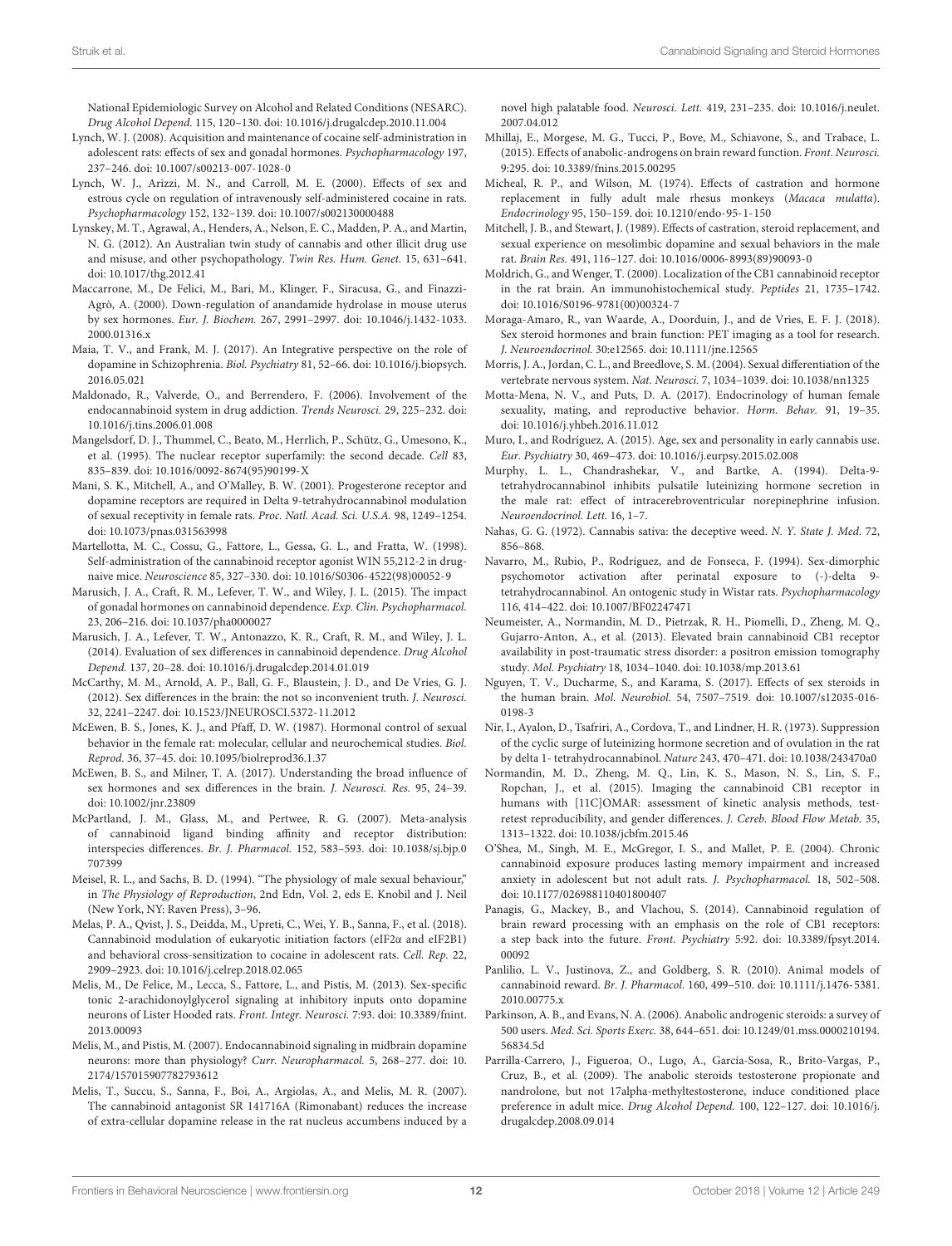National Epidemiologic Survey on Alcohol and Related Conditions (NESARC). *Drug Alcohol Depend.* 115, 120–130. doi: 10.1016/j.drugalcdep.2010.11.004

Lynch, W. J. (2008). Acquisition and maintenance of cocaine self-administration in adolescent rats: effects of sex and gonadal hormones. *Psychopharmacology* 197, 237–246. doi: 10.1007/s00213-007-1028-0

Lynch, W. J., Arizzi, M. N., and Carroll, M. E. (2000). Effects of sex and estrous cycle on regulation of intravenously self-administered cocaine in rats. *Psychopharmacology* 152, 132–139. doi: 10.1007/s002130000488

Lynskey, M. T., Agrawal, A., Henders, A., Nelson, E. C., Madden, P. A., and Martin, N. G. (2012). An Australian twin study of cannabis and other illicit drug use and misuse, and other psychopathology. *Twin Res. Hum. Genet.* 15, 631–641. doi: 10.1017/thg.2012.41

Maccarrone, M., De Felici, M., Bari, M., Klinger, F., Siracusa, G., and Finazzi-Agrò, A. (2000). Down-regulation of anandamide hydrolase in mouse uterus by sex hormones. *Eur. J. Biochem.* 267, 2991–2997. doi: 10.1046/j.1432-1033.2000.01316.x

Maia, T. V., and Frank, M. J. (2017). An Integrative perspective on the role of dopamine in Schizophrenia. *Biol. Psychiatry* 81, 52–66. doi: 10.1016/j.biopsych.2016.05.021

Maldonado, R., Valverde, O., and Berrendero, F. (2006). Involvement of the endocannabinoid system in drug addiction. *Trends Neurosci.* 29, 225–232. doi: 10.1016/j.tins.2006.01.008

Mangelsdorf, D. J., Thummel, C., Beato, M., Herrlich, P., Schütz, G., Umesono, K., et al. (1995). The nuclear receptor superfamily: the second decade. *Cell* 83, 835–839. doi: 10.1016/0092-8674(95)90199-X

Mani, S. K., Mitchell, A., and O'Malley, B. W. (2001). Progesterone receptor and dopamine receptors are required in Delta 9-tetrahydrocannabinol modulation of sexual receptivity in female rats. *Proc. Natl. Acad. Sci. U.S.A.* 98, 1249–1254. doi: 10.1073/pnas.031563998

Martellotta, M. C., Cossu, G., Fattore, L., Gessa, G. L., and Fratta, W. (1998). Self-administration of the cannabinoid receptor agonist WIN 55,212-2 in drug-naive mice. *Neuroscience* 85, 327–330. doi: 10.1016/S0306-4522(98)00052-9

Marusich, J. A., Craft, R. M., Lefever, T. W., and Wiley, J. L. (2015). The impact of gonadal hormones on cannabinoid dependence. *Exp. Clin. Psychopharmacol.* 23, 206–216. doi: 10.1037/pha0000027

Marusich, J. A., Lefever, T. W., Antonazzo, K. R., Craft, R. M., and Wiley, J. L. (2014). Evaluation of sex differences in cannabinoid dependence. *Drug Alcohol Depend.* 137, 20–28. doi: 10.1016/j.drugalcdep.2014.01.019

McCarthy, M. M., Arnold, A. P., Ball, G. F., Blaustein, J. D., and De Vries, G. J. (2012). Sex differences in the brain: the not so inconvenient truth. *J. Neurosci.* 32, 2241–2247. doi: 10.1523/JNEUROSCI.5372-11.2012

McEwen, B. S., Jones, K. J., and Pfaff, D. W. (1987). Hormonal control of sexual behavior in the female rat: molecular, cellular and neurochemical studies. *Biol. Reprod.* 36, 37–45. doi: 10.1095/biolreprod36.1.37

McEwen, B. S., and Milner, T. A. (2017). Understanding the broad influence of sex hormones and sex differences in the brain. *J. Neurosci. Res.* 95, 24–39. doi: 10.1002/jnr.23809

McPartland, J. M., Glass, M., and Pertwee, R. G. (2007). Meta-analysis of cannabinoid ligand binding affinity and receptor distribution: interspecies differences. *Br. J. Pharmacol.* 152, 583–593. doi: 10.1038/sj.bjp.0707399

Meisel, R. L., and Sachs, B. D. (1994). "The physiology of male sexual behaviour," in *The Physiology of Reproduction*, 2nd Edn, Vol. 2, eds E. Knobil and J. Neil (New York, NY: Raven Press), 3–96.

Melas, P. A., Qvist, J. S., Deidda, M., Upreti, C., Wei, Y. B., Sanna, F., et al. (2018). Cannabinoid modulation of eukaryotic initiation factors (eIF2α and eIF2B1) and behavioral cross-sensitization to cocaine in adolescent rats. *Cell. Rep.* 22, 2909–2923. doi: 10.1016/j.celrep.2018.02.065

Melis, M., De Felice, M., Lecca, S., Fattore, L., and Pistis, M. (2013). Sex-specific tonic 2-arachidonoylglycerol signaling at inhibitory inputs onto dopamine neurons of Lister Hooded rats. *Front. Integr. Neurosci.* 7:93. doi: 10.3389/fnint.2013.00093

Melis, M., and Pistis, M. (2007). Endocannabinoid signaling in midbrain dopamine neurons: more than physiology? *Curr. Neuropharmacol.* 5, 268–277. doi: 10.2174/157015907782793612

Melis, T., Succu, S., Sanna, F., Boi, A., Argiolas, A., and Melis, M. R. (2007). The cannabinoid antagonist SR 141716A (Rimonabant) reduces the increase of extra-cellular dopamine release in the rat nucleus accumbens induced by a novel high palatable food. *Neurosci. Lett.* 419, 231–235. doi: 10.1016/j.neulet.2007.04.012

Mhillaj, E., Morgese, M. G., Tucci, P., Bove, M., Schiavone, S., and Trabace, L. (2015). Effects of anabolic-androgens on brain reward function. *Front. Neurosci.* 9:295. doi: 10.3389/fnins.2015.00295

Micheal, R. P., and Wilson, M. (1974). Effects of castration and hormone replacement in fully adult male rhesus monkeys (*Macaca mulatta*). *Endocrinology* 95, 150–159. doi: 10.1210/endo-95-1-150

Mitchell, J. B., and Stewart, J. (1989). Effects of castration, steroid replacement, and sexual experience on mesolimbic dopamine and sexual behaviors in the male rat. *Brain Res.* 491, 116–127. doi: 10.1016/0006-8993(89)90093-0

Moldrich, G., and Wenger, T. (2000). Localization of the CB1 cannabinoid receptor in the rat brain. An immunohistochemical study. *Peptides* 21, 1735–1742. doi: 10.1016/S0196-9781(00)00324-7

Moraga-Amaro, R., van Waarde, A., Doorduin, J., and de Vries, E. F. J. (2018). Sex steroid hormones and brain function: PET imaging as a tool for research. *J. Neuroendocrinol.* 30:e12565. doi: 10.1111/jne.12565

Morris, J. A., Jordan, C. L., and Breedlove, S. M. (2004). Sexual differentiation of the vertebrate nervous system. *Nat. Neurosci.* 7, 1034–1039. doi: 10.1038/nn1325

Motta-Mena, N. V., and Puts, D. A. (2017). Endocrinology of human female sexuality, mating, and reproductive behavior. *Horm. Behav.* 91, 19–35. doi: 10.1016/j.yhbeh.2016.11.012

Muro, I., and Rodríguez, A. (2015). Age, sex and personality in early cannabis use. *Eur. Psychiatry* 30, 469–473. doi: 10.1016/j.eurpsy.2015.02.008

Murphy, L. L., Chandrashekar, V., and Bartke, A. (1994). Delta-9-tetrahydrocannabinol inhibits pulsatile luteinizing hormone secretion in the male rat: effect of intracerebroventricular norepinephrine infusion. *Neuroendocrinol. Lett.* 16, 1–7.

Nahas, G. G. (1972). Cannabis sativa: the deceptive weed. *N. Y. State J. Med.* 72, 856–868.

Navarro, M., Rubio, P., Rodríguez, and de Fonseca, F. (1994). Sex-dimorphic psychomotor activation after perinatal exposure to (-)-delta 9-tetrahydrocannabinol. An ontogenic study in Wistar rats. *Psychopharmacology* 116, 414–422. doi: 10.1007/BF02247471

Neumeister, A., Normandin, M. D., Pietrzak, R. H., Piomelli, D., Zheng, M. Q., Gujarro-Anton, A., et al. (2013). Elevated brain cannabinoid CB1 receptor availability in post-traumatic stress disorder: a positron emission tomography study. *Mol. Psychiatry* 18, 1034–1040. doi: 10.1038/mp.2013.61

Nguyen, T. V., Ducharme, S., and Karama, S. (2017). Effects of sex steroids in the human brain. *Mol. Neurobiol.* 54, 7507–7519. doi: 10.1007/s12035-016-0198-3

Nir, I., Ayalon, D., Tsafriri, A., Cordova, T., and Lindner, H. R. (1973). Suppression of the cyclic surge of luteinizing hormone secretion and of ovulation in the rat by delta 1- tetrahydrocannabinol. *Nature* 243, 470–471. doi: 10.1038/243470a0

Normandin, M. D., Zheng, M. Q., Lin, K. S., Mason, N. S., Lin, S. F., Ropchan, J., et al. (2015). Imaging the cannabinoid CB1 receptor in humans with [11C]OMAR: assessment of kinetic analysis methods, test-retest reproducibility, and gender differences. *J. Cereb. Blood Flow Metab.* 35, 1313–1322. doi: 10.1038/jcbfm.2015.46

O'Shea, M., Singh, M. E., McGregor, I. S., and Mallet, P. E. (2004). Chronic cannabinoid exposure produces lasting memory impairment and increased anxiety in adolescent but not adult rats. *J. Psychopharmacol.* 18, 502–508. doi: 10.1177/0269881104018004007

Panagis, G., Mackey, B., and Vlachou, S. (2014). Cannabinoid regulation of brain reward processing with an emphasis on the role of CB1 receptors: a step back into the future. *Front. Psychiatry* 5:92. doi: 10.3389/fpsyt.2014.00092

Panlilio, L. V., Justinova, Z., and Goldberg, S. R. (2010). Animal models of cannabinoid reward. *Br. J. Pharmacol.* 160, 499–510. doi: 10.1111/j.1476-5381.2010.00775.x

Parkinson, A. B., and Evans, N. A. (2006). Anabolic androgenic steroids: a survey of 500 users. *Med. Sci. Sports Exerc.* 38, 644–651. doi: 10.1249/01.mss.0000210194.56834.5d

Parrilla-Carrero, J., Figueroa, O., Lugo, A., García-Sosa, R., Brito-Vargas, P., Cruz, B., et al. (2009). The anabolic steroids testosterone propionate and nandrolone, but not 17alpha-methyltestosterone, induce conditioned place preference in adult mice. *Drug Alcohol Depend.* 100, 122–127. doi: 10.1016/j.drugalcdep.2008.09.014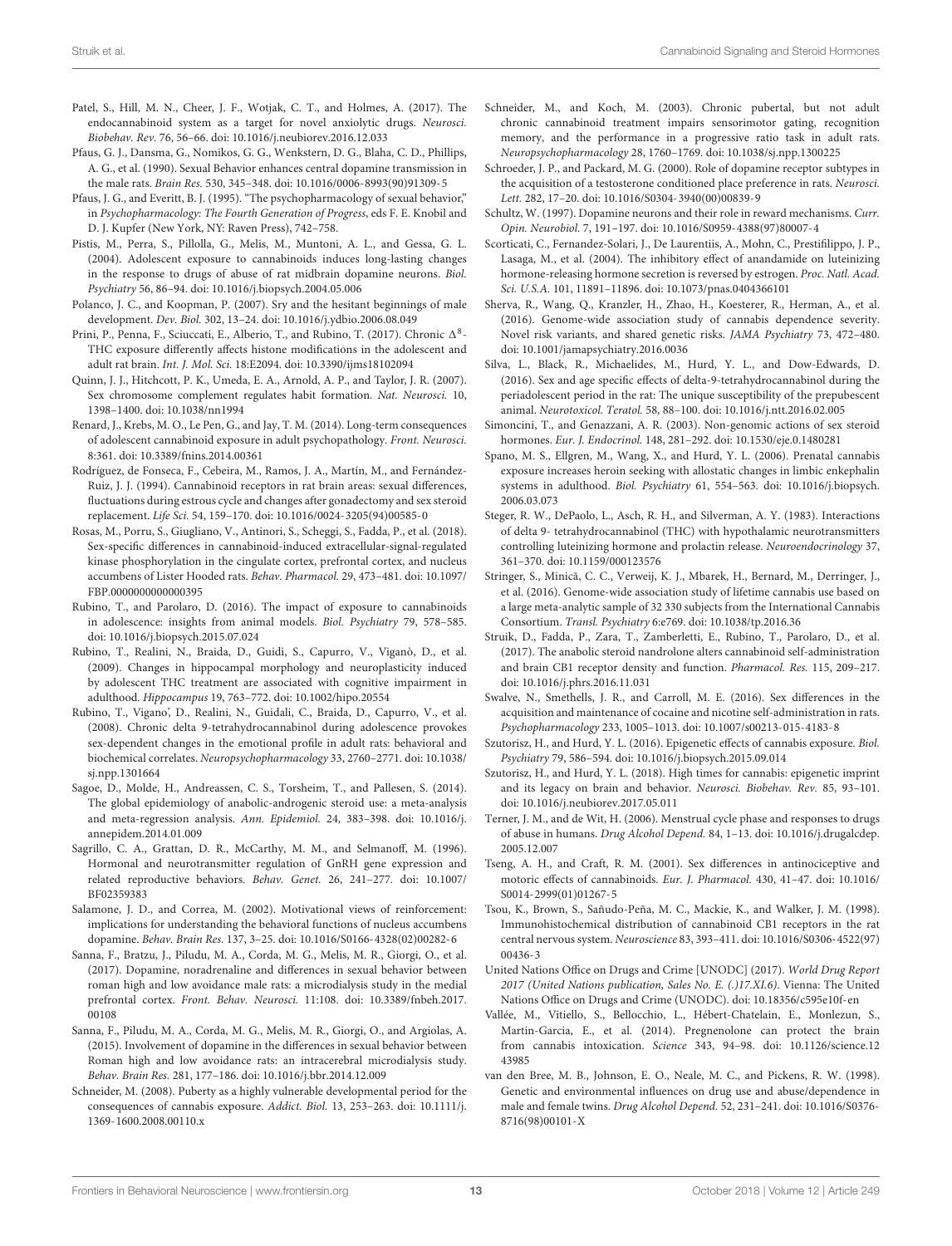Patel, S., Hill, M. N., Cheer, J. F., Wotjak, C. T., and Holmes, A. (2017). The endocannabinoid system as a target for novel anxiolytic drugs. *Neurosci. Biobehav. Rev.* 76, 56–66. doi: 10.1016/j.neubiorev.2016.12.033

Pfaus, G. J., Dansma, G., Nomikos, G. G., Wenkstern, D. G., Blaha, C. D., Phillips, A. G., et al. (1990). Sexual Behavior enhances central dopamine transmission in the male rats. *Brain Res.* 530, 345–348. doi: 10.1016/0006-8993(90)91309-5

Pfaus, J. G., and Everitt, B. J. (1995). "The psychopharmacology of sexual behavior," in *Psychopharmacology: The Fourth Generation of Progress*, eds F. E. Knobil and D. J. Kupfer (New York, NY: Raven Press), 742–758.

Pistis, M., Perra, S., Pillolla, G., Melis, M., Muntoni, A. L., and Gessa, G. L. (2004). Adolescent exposure to cannabinoids induces long-lasting changes in the response to drugs of abuse of rat midbrain dopamine neurons. *Biol. Psychiatry* 56, 86–94. doi: 10.1016/j.biopsych.2004.05.006

Polanco, J. C., and Koopman, P. (2007). Sry and the hesitant beginnings of male development. *Dev. Biol.* 302, 13–24. doi: 10.1016/j.ydbio.2006.08.049

Prini, P., Penna, F., Sciuccati, E., Alberio, T., and Rubino, T. (2017). Chronic $\Delta^8$-THC exposure differently affects histone modifications in the adolescent and adult rat brain. *Int. J. Mol. Sci.* 18:E2094. doi: 10.3390/ijms18102094

Quinn, J. J., Hitchcott, P. K., Umeda, E. A., Arnold, A. P., and Taylor, J. R. (2007). Sex chromosome complement regulates habit formation. *Nat. Neurosci.* 10, 1398–1400. doi: 10.1038/nn1994

Renard, J., Krebs, M. O., Le Pen, G., and Jay, T. M. (2014). Long-term consequences of adolescent cannabinoid exposure in adult psychopathology. *Front. Neurosci.* 8:361. doi: 10.3389/fnins.2014.00361

Rodríguez, de Fonseca, F., Cebeira, M., Ramos, J. A., Martín, M., and Fernández-Ruiz, J. J. (1994). Cannabinoid receptors in rat brain areas: sexual differences, fluctuations during estrous cycle and changes after gonadectomy and sex steroid replacement. *Life Sci.* 54, 159–170. doi: 10.1016/0024-3205(94)00585-0

Rosas, M., Porru, S., Giugliano, V., Antinori, S., Scheggi, S., Fadda, P., et al. (2018). Sex-specific differences in cannabinoid-induced extracellular-signal-regulated kinase phosphorylation in the cingulate cortex, prefrontal cortex, and nucleus accumbens of Lister Hooded rats. *Behav. Pharmacol.* 29, 473–481. doi: 10.1097/FBP.0000000000000395

Rubino, T., and Parolaro, D. (2016). The impact of exposure to cannabinoids in adolescence: insights from animal models. *Biol. Psychiatry* 79, 578–585. doi: 10.1016/j.biopsych.2015.07.024

Rubino, T., Realini, N., Braida, D., Guidi, S., Capurro, V., Viganò, D., et al. (2009). Changes in hippocampal morphology and neuroplasticity induced by adolescent THC treatment are associated with cognitive impairment in adulthood. *Hippocampus* 19, 763–772. doi: 10.1002/hipo.20554

Rubino, T., Vigano', D., Realini, N., Guidali, C., Braida, D., Capurro, V., et al. (2008). Chronic delta 9-tetrahydrocannabinol during adolescence provokes sex-dependent changes in the emotional profile in adult rats: behavioral and biochemical correlates. *Neuropsychopharmacology* 33, 2760–2771. doi: 10.1038/sj.npp.1301664

Sagoe, D., Molde, H., Andreassen, C. S., Torsheim, T., and Pallesen, S. (2014). The global epidemiology of anabolic-androgenic steroid use: a meta-analysis and meta-regression analysis. *Ann. Epidemiol.* 24, 383–398. doi: 10.1016/j.annepidem.2014.01.009

Sagrillo, C. A., Grattan, D. R., McCarthy, M. M., and Selmanoff, M. (1996). Hormonal and neurotransmitter regulation of GnRH gene expression and related reproductive behaviors. *Behav. Genet.* 26, 241–277. doi: 10.1007/BF02359383

Salamone, J. D., and Correa, M. (2002). Motivational views of reinforcement: implications for understanding the behavioral functions of nucleus accumbens dopamine. *Behav. Brain Res.* 137, 3–25. doi: 10.1016/S0166-4328(02)00282-6

Sanna, F., Bratzu, J., Piludu, M. A., Corda, M. G., Melis, M. R., Giorgi, O., et al. (2017). Dopamine, noradrenaline and differences in sexual behavior between roman high and low avoidance male rats: a microdialysis study in the medial prefrontal cortex. *Front. Behav. Neurosci.* 11:108. doi: 10.3389/fnbeh.2017.00108

Sanna, F., Piludu, M. A., Corda, M. G., Melis, M. R., Giorgi, O., and Argiolas, A. (2015). Involvement of dopamine in the differences in sexual behavior between Roman high and low avoidance rats: an intracerebral microdialysis study. *Behav. Brain Res.* 281, 177–186. doi: 10.1016/j.bbr.2014.12.009

Schneider, M. (2008). Puberty as a highly vulnerable developmental period for the consequences of cannabis exposure. *Addict. Biol.* 13, 253–263. doi: 10.1111/j.1369-1600.2008.00110.x

Schneider, M., and Koch, M. (2003). Chronic pubertal, but not adult chronic cannabinoid treatment impairs sensorimotor gating, recognition memory, and the performance in a progressive ratio task in adult rats. *Neuropsychopharmacology* 28, 1760–1769. doi: 10.1038/sj.npp.1300225

Schroeder, J. P., and Packard, M. G. (2000). Role of dopamine receptor subtypes in the acquisition of a testosterone conditioned place preference in rats. *Neurosci. Lett.* 282, 17–20. doi: 10.1016/S0304-3940(00)00839-9

Schultz, W. (1997). Dopamine neurons and their role in reward mechanisms. *Curr. Opin. Neurobiol.* 7, 191–197. doi: 10.1016/S0959-4388(97)80007-4

Scorticati, C., Fernandez-Solari, J., De Laurentiis, A., Mohn, C., Prestifilippo, J. P., Lasaga, M., et al. (2004). The inhibitory effect of anandamide on luteinizing hormone-releasing hormone secretion is reversed by estrogen. *Proc. Natl. Acad. Sci. U.S.A.* 101, 11891–11896. doi: 10.1073/pnas.0404366101

Sherva, R., Wang, Q., Kranzler, H., Zhao, H., Koesterer, R., Herman, A., et al. (2016). Genome-wide association study of cannabis dependence severity. Novel risk variants, and shared genetic risks. *JAMA Psychiatry* 73, 472–480. doi: 10.1001/jamapsychiatry.2016.0036

Silva, L., Black, R., Michaelides, M., Hurd, Y. L., and Dow-Edwards, D. (2016). Sex and age specific effects of delta-9-tetrahydrocannabinol during the periadolescent period in the rat: The unique susceptibility of the prepubescent animal. *Neurotoxicol. Teratol.* 58, 88–100. doi: 10.1016/j.ntt.2016.02.005

Simoncini, T., and Genazzani, A. R. (2003). Non-genomic actions of sex steroid hormones. *Eur. J. Endocrinol.* 148, 281–292. doi: 10.1530/eje.0.1480281

Spano, M. S., Ellgren, M., Wang, X., and Hurd, Y. L. (2006). Prenatal cannabis exposure increases heroin seeking with allostatic changes in limbic enkephalin systems in adulthood. *Biol. Psychiatry* 61, 554–563. doi: 10.1016/j.biopsych.2006.03.073

Steger, R. W., DePaolo, L., Asch, R. H., and Silverman, A. Y. (1983). Interactions of delta 9- tetrahydrocannabinol (THC) with hypothalamic neurotransmitters controlling luteinizing hormone and prolactin release. *Neuroendocrinology* 37, 361–370. doi: 10.1159/000123576

Stringer, S., Minică, C. C., Verweij, K. J., Mbarek, H., Bernard, M., Derringer, J., et al. (2016). Genome-wide association study of lifetime cannabis use based on a large meta-analytic sample of 32 330 subjects from the International Cannabis Consortium. *Transl. Psychiatry* 6:e769. doi: 10.1038/tp.2016.36

Struik, D., Fadda, P., Zara, T., Zamberletti, E., Rubino, T., Parolaro, D., et al. (2017). The anabolic steroid nandrolone alters cannabinoid self-administration and brain CB1 receptor density and function. *Pharmacol. Res.* 115, 209–217. doi: 10.1016/j.phrs.2016.11.031

Swalve, N., Smethells, J. R., and Carroll, M. E. (2016). Sex differences in the acquisition and maintenance of cocaine and nicotine self-administration in rats. *Psychopharmacology* 233, 1005–1013. doi: 10.1007/s00213-015-4183-8

Szutorisz, H., and Hurd, Y. L. (2016). Epigenetic effects of cannabis exposure. *Biol. Psychiatry* 79, 586–594. doi: 10.1016/j.biopsych.2015.09.014

Szutorisz, H., and Hurd, Y. L. (2018). High times for cannabis: epigenetic imprint and its legacy on brain and behavior. *Neurosci. Biobehav. Rev.* 85, 93–101. doi: 10.1016/j.neubiorev.2017.05.011

Terner, J. M., and de Wit, H. (2006). Menstrual cycle phase and responses to drugs of abuse in humans. *Drug Alcohol Depend.* 84, 1–13. doi: 10.1016/j.drugalcdep.2005.12.007

Tseng, A. H., and Craft, R. M. (2001). Sex differences in antinociceptive and motoric effects of cannabinoids. *Eur. J. Pharmacol.* 430, 41–47. doi: 10.1016/S0014-2999(01)01267-5

Tsou, K., Brown, S., Sañudo-Peña, M. C., Mackie, K., and Walker, J. M. (1998). Immunohistochemical distribution of cannabinoid CB1 receptors in the rat central nervous system. *Neuroscience* 83, 393–411. doi: 10.1016/S0306-4522(97)00436-3

United Nations Office on Drugs and Crime [UNODC] (2017). *World Drug Report 2017 (United Nations publication, Sales No. E. (.)17.XI.6)*. Vienna: The United Nations Office on Drugs and Crime (UNODC). doi: 10.18356/c595e10f-en

Vallée, M., Vitiello, S., Bellocchio, L., Hébert-Chatelain, E., Monlezun, S., Martin-Garcia, E., et al. (2014). Pregnenolone can protect the brain from cannabis intoxication. *Science* 343, 94–98. doi: 10.1126/science.1243985

van den Bree, M. B., Johnson, E. O., Neale, M. C., and Pickens, R. W. (1998). Genetic and environmental influences on drug use and abuse/dependence in male and female twins. *Drug Alcohol Depend.* 52, 231–241. doi: 10.1016/S0376-8716(98)00101-X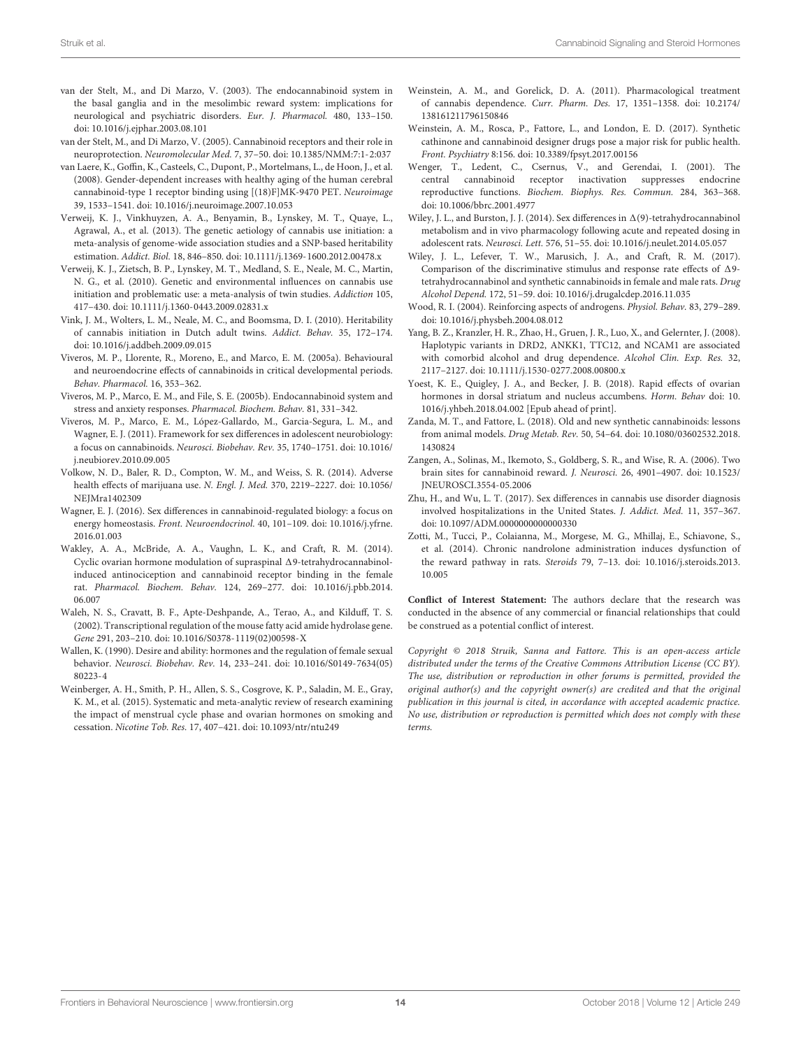van der Stelt, M., and Di Marzo, V. (2003). The endocannabinoid system in the basal ganglia and in the mesolimbic reward system: implications for neurological and psychiatric disorders. *Eur. J. Pharmacol.* 480, 133–150. doi: 10.1016/j.ejphar.2003.08.101

van der Stelt, M., and Di Marzo, V. (2005). Cannabinoid receptors and their role in neuroprotection. *Neuromolecular Med.* 7, 37–50. doi: 10.1385/NMM:7:1-2:037

van Laere, K., Goffin, K., Casteels, C., Dupont, P., Mortelmans, L., de Hoon, J., et al. (2008). Gender-dependent increases with healthy aging of the human cerebral cannabinoid-type 1 receptor binding using [(18)F]MK-9470 PET. *Neuroimage* 39, 1533–1541. doi: 10.1016/j.neuroimage.2007.10.053

Verweij, K. J., Vinkhuyzen, A. A., Benyamin, B., Lynskey, M. T., Quaye, L., Agrawal, A., et al. (2013). The genetic aetiology of cannabis use initiation: a meta-analysis of genome-wide association studies and a SNP-based heritability estimation. *Addict. Biol.* 18, 846–850. doi: 10.1111/j.1369-1600.2012.00478.x

Verweij, K. J., Zietsch, B. P., Lynskey, M. T., Medland, S. E., Neale, M. C., Martin, N. G., et al. (2010). Genetic and environmental influences on cannabis use initiation and problematic use: a meta-analysis of twin studies. *Addiction* 105, 417–430. doi: 10.1111/j.1360-0443.2009.02831.x

Vink, J. M., Wolters, L. M., Neale, M. C., and Boomsma, D. I. (2010). Heritability of cannabis initiation in Dutch adult twins. *Addict. Behav.* 35, 172–174. doi: 10.1016/j.addbeh.2009.09.015

Viveros, M. P., Llorente, R., Moreno, E., and Marco, E. M. (2005a). Behavioural and neuroendocrine effects of cannabinoids in critical developmental periods. *Behav. Pharmacol.* 16, 353–362.

Viveros, M. P., Marco, E. M., and File, S. E. (2005b). Endocannabinoid system and stress and anxiety responses. *Pharmacol. Biochem. Behav.* 81, 331–342.

Viveros, M. P., Marco, E. M., López-Gallardo, M., Garcia-Segura, L. M., and Wagner, E. J. (2011). Framework for sex differences in adolescent neurobiology: a focus on cannabinoids. *Neurosci. Biobehav. Rev.* 35, 1740–1751. doi: 10.1016/j.neubiorev.2010.09.005

Volkow, N. D., Baler, R. D., Compton, W. M., and Weiss, S. R. (2014). Adverse health effects of marijuana use. *N. Engl. J. Med.* 370, 2219–2227. doi: 10.1056/NEJMra1402309

Wagner, E. J. (2016). Sex differences in cannabinoid-regulated biology: a focus on energy homeostasis. *Front. Neuroendocrinol.* 40, 101–109. doi: 10.1016/j.yfrne.2016.01.003

Wakley, A. A., McBride, A. A., Vaughn, L. K., and Craft, R. M. (2014). Cyclic ovarian hormone modulation of supraspinal Δ9-tetrahydrocannabinol-induced antinociception and cannabinoid receptor binding in the female rat. *Pharmacol. Biochem. Behav.* 124, 269–277. doi: 10.1016/j.pbb.2014.06.007

Waleh, N. S., Cravatt, B. F., Apte-Deshpande, A., Terao, A., and Kilduff, T. S. (2002). Transcriptional regulation of the mouse fatty acid amide hydrolase gene. *Gene* 291, 203–210. doi: 10.1016/S0378-1119(02)00598-X

Wallen, K. (1990). Desire and ability: hormones and the regulation of female sexual behavior. *Neurosci. Biobehav. Rev.* 14, 233–241. doi: 10.1016/S0149-7634(05)80223-4

Weinberger, A. H., Smith, P. H., Allen, S. S., Cosgrove, K. P., Saladin, M. E., Gray, K. M., et al. (2015). Systematic and meta-analytic review of research examining the impact of menstrual cycle phase and ovarian hormones on smoking and cessation. *Nicotine Tob. Res.* 17, 407–421. doi: 10.1093/ntr/ntu249

Weinstein, A. M., and Gorelick, D. A. (2011). Pharmacological treatment of cannabis dependence. *Curr. Pharm. Des.* 17, 1351–1358. doi: 10.2174/138161211796150846

Weinstein, A. M., Rosca, P., Fattore, L., and London, E. D. (2017). Synthetic cathinone and cannabinoid designer drugs pose a major risk for public health. *Front. Psychiatry* 8:156. doi: 10.3389/fpsyt.2017.00156

Wenger, T., Ledent, C., Csernus, V., and Gerendai, I. (2001). The central cannabinoid receptor inactivation suppresses endocrine reproductive functions. *Biochem. Biophys. Res. Commun.* 284, 363–368. doi: 10.1006/bbrc.2001.4977

Wiley, J. L., and Burston, J. J. (2014). Sex differences in Δ(9)-tetrahydrocannabinol metabolism and in vivo pharmacology following acute and repeated dosing in adolescent rats. *Neurosci. Lett.* 576, 51–55. doi: 10.1016/j.neulet.2014.05.057

Wiley, J. L., Lefever, T. W., Marusich, J. A., and Craft, R. M. (2017). Comparison of the discriminative stimulus and response rate effects of Δ9-tetrahydrocannabinol and synthetic cannabinoids in female and male rats. *Drug Alcohol Depend.* 172, 51–59. doi: 10.1016/j.drugalcdep.2016.11.035

Wood, R. I. (2004). Reinforcing aspects of androgens. *Physiol. Behav.* 83, 279–289. doi: 10.1016/j.physbeh.2004.08.012

Yang, B. Z., Kranzler, H. R., Zhao, H., Gruen, J. R., Luo, X., and Gelernter, J. (2008). Haplotypic variants in DRD2, ANKK1, TTC12, and NCAM1 are associated with comorbid alcohol and drug dependence. *Alcohol Clin. Exp. Res.* 32, 2117–2127. doi: 10.1111/j.1530-0277.2008.00800.x

Yoest, K. E., Quigley, J. A., and Becker, J. B. (2018). Rapid effects of ovarian hormones in dorsal striatum and nucleus accumbens. *Horm. Behav* doi: 10.1016/j.yhbeh.2018.04.002 [Epub ahead of print].

Zanda, M. T., and Fattore, L. (2018). Old and new synthetic cannabinoids: lessons from animal models. *Drug Metab. Rev.* 50, 54–64. doi: 10.1080/03602532.2018.1430824

Zangen, A., Solinas, M., Ikemoto, S., Goldberg, S. R., and Wise, R. A. (2006). Two brain sites for cannabinoid reward. *J. Neurosci.* 26, 4901–4907. doi: 10.1523/JNEUROSCI.3554-05.2006

Zhu, H., and Wu, L. T. (2017). Sex differences in cannabis use disorder diagnosis involved hospitalizations in the United States. *J. Addict. Med.* 11, 357–367. doi: 10.1097/ADM.0000000000000330

Zotti, M., Tucci, P., Colaianna, M., Morgese, M. G., Mhillaj, E., Schiavone, S., et al. (2014). Chronic nandrolone administration induces dysfunction of the reward pathway in rats. *Steroids* 79, 7–13. doi: 10.1016/j.steroids.2013.10.005

**Conflict of Interest Statement:** The authors declare that the research was conducted in the absence of any commercial or financial relationships that could be construed as a potential conflict of interest.

*Copyright © 2018 Struik, Sanna and Fattore. This is an open-access article distributed under the terms of the Creative Commons Attribution License (CC BY). The use, distribution or reproduction in other forums is permitted, provided the original author(s) and the copyright owner(s) are credited and that the original publication in this journal is cited, in accordance with accepted academic practice. No use, distribution or reproduction is permitted which does not comply with these terms.*